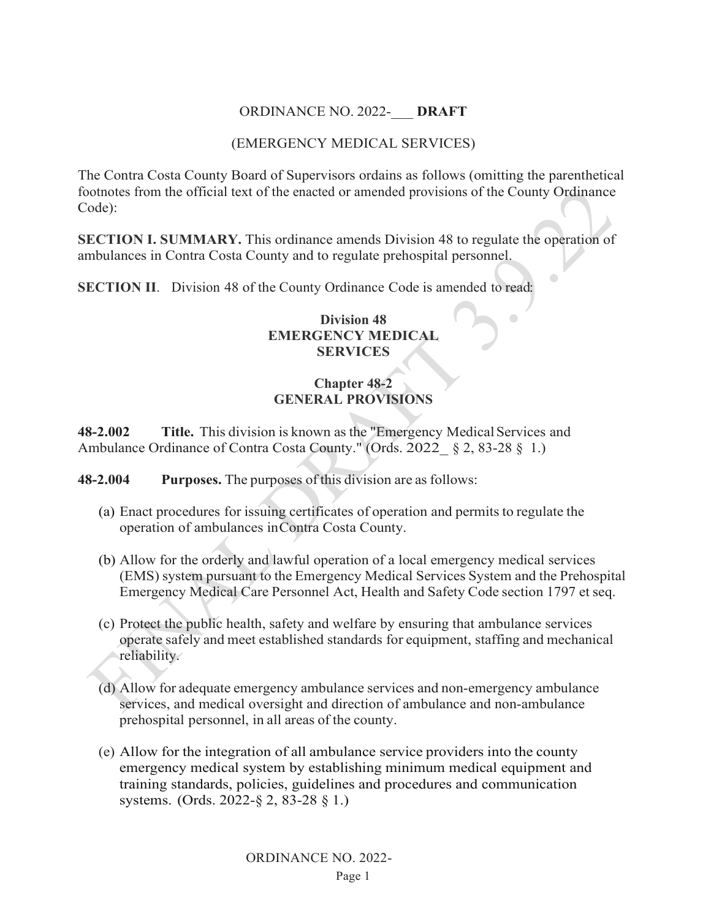ORDINANCE NO. 2022-___ **DRAFT**

(EMERGENCY MEDICAL SERVICES)

The Contra Costa County Board of Supervisors ordains as follows (omitting the parenthetical footnotes from the official text of the enacted or amended provisions of the County Ordinance Code):

**SECTION I. SUMMARY.** This ordinance amends Division 48 to regulate the operation of ambulances in Contra Costa County and to regulate prehospital personnel.

**SECTION II**. Division 48 of the County Ordinance Code is amended to read:

# Division 48
# EMERGENCY MEDICAL SERVICES

## Chapter 48-2
## GENERAL PROVISIONS

**48-2.002 Title.** This division is known as the "Emergency Medical Services and Ambulance Ordinance of Contra Costa County." (Ords. 2022_ § 2, 83-28 § 1.)

**48-2.004 Purposes.** The purposes of this division are as follows:

(a) Enact procedures for issuing certificates of operation and permits to regulate the operation of ambulances in Contra Costa County.

(b) Allow for the orderly and lawful operation of a local emergency medical services (EMS) system pursuant to the Emergency Medical Services System and the Prehospital Emergency Medical Care Personnel Act, Health and Safety Code section 1797 et seq.

(c) Protect the public health, safety and welfare by ensuring that ambulance services operate safely and meet established standards for equipment, staffing and mechanical reliability.

(d) Allow for adequate emergency ambulance services and non-emergency ambulance services, and medical oversight and direction of ambulance and non-ambulance prehospital personnel, in all areas of the county.

(e) Allow for the integration of all ambulance service providers into the county emergency medical system by establishing minimum medical equipment and training standards, policies, guidelines and procedures and communication systems. (Ords. 2022-§ 2, 83-28 § 1.)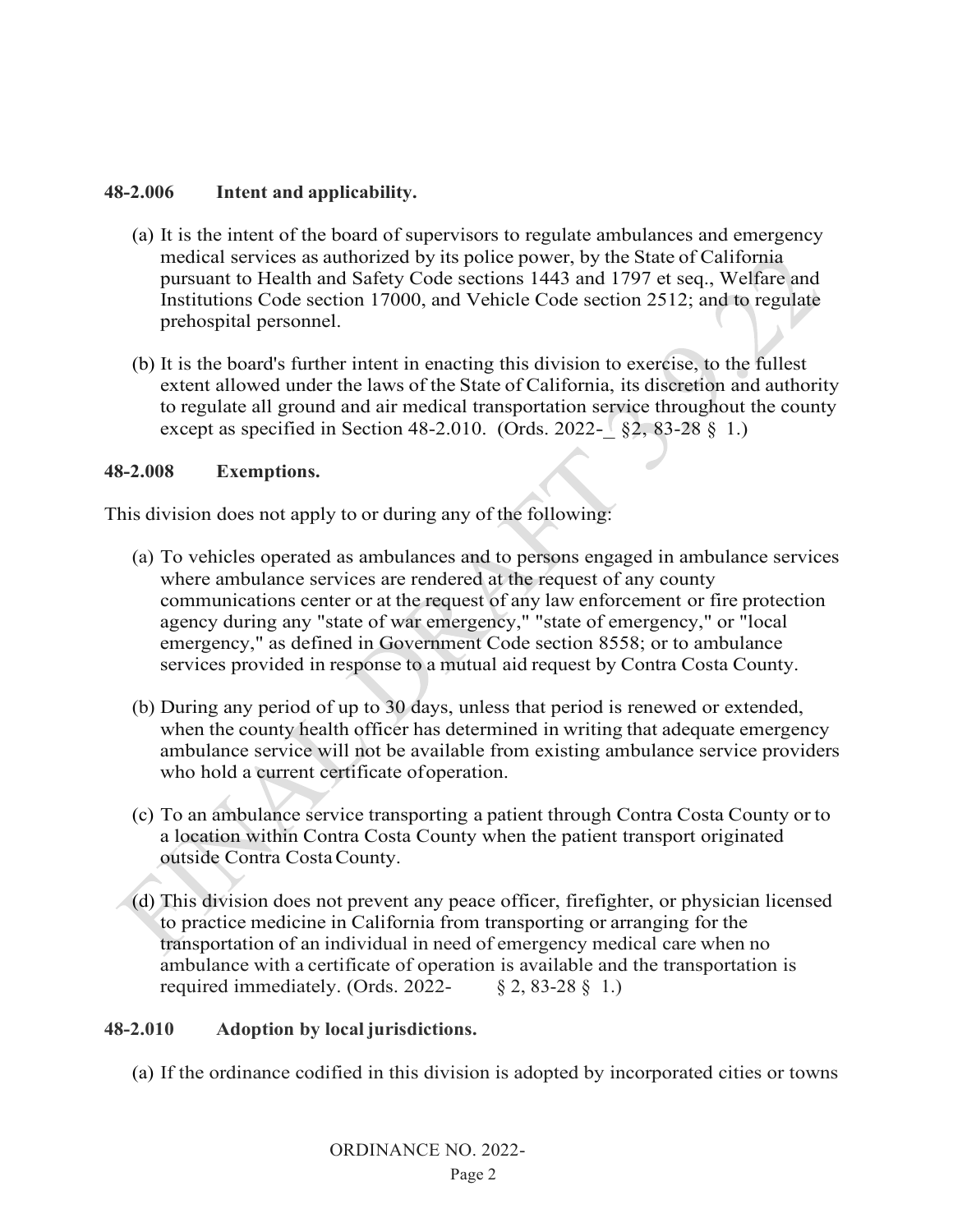**48-2.006 Intent and applicability.**

(a) It is the intent of the board of supervisors to regulate ambulances and emergency medical services as authorized by its police power, by the State of California pursuant to Health and Safety Code sections 1443 and 1797 et seq., Welfare and Institutions Code section 17000, and Vehicle Code section 2512; and to regulate prehospital personnel.

(b) It is the board's further intent in enacting this division to exercise, to the fullest extent allowed under the laws of the State of California, its discretion and authority to regulate all ground and air medical transportation service throughout the county except as specified in Section 48-2.010. (Ords. 2022-_ §2, 83-28 § 1.)

**48-2.008 Exemptions.**

This division does not apply to or during any of the following:

(a) To vehicles operated as ambulances and to persons engaged in ambulance services where ambulance services are rendered at the request of any county communications center or at the request of any law enforcement or fire protection agency during any "state of war emergency," "state of emergency," or "local emergency," as defined in Government Code section 8558; or to ambulance services provided in response to a mutual aid request by Contra Costa County.

(b) During any period of up to 30 days, unless that period is renewed or extended, when the county health officer has determined in writing that adequate emergency ambulance service will not be available from existing ambulance service providers who hold a current certificate of operation.

(c) To an ambulance service transporting a patient through Contra Costa County or to a location within Contra Costa County when the patient transport originated outside Contra Costa County.

(d) This division does not prevent any peace officer, firefighter, or physician licensed to practice medicine in California from transporting or arranging for the transportation of an individual in need of emergency medical care when no ambulance with a certificate of operation is available and the transportation is required immediately. (Ords. 2022- § 2, 83-28 § 1.)

**48-2.010 Adoption by local jurisdictions.**

(a) If the ordinance codified in this division is adopted by incorporated cities or towns

ORDINANCE NO. 2022-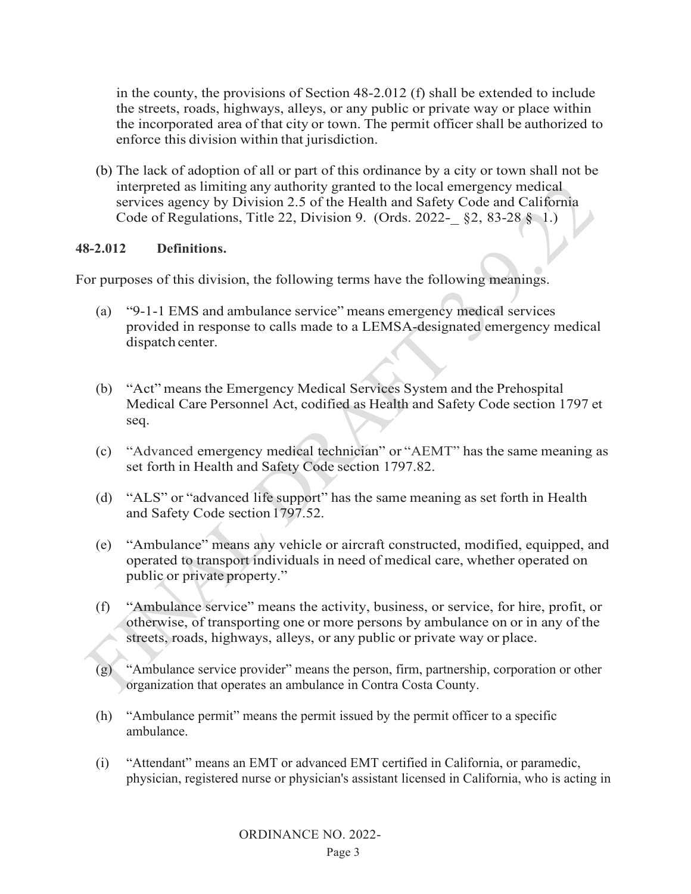in the county, the provisions of Section 48-2.012 (f) shall be extended to include the streets, roads, highways, alleys, or any public or private way or place within the incorporated area of that city or town. The permit officer shall be authorized to enforce this division within that jurisdiction.

(b) The lack of adoption of all or part of this ordinance by a city or town shall not be interpreted as limiting any authority granted to the local emergency medical services agency by Division 2.5 of the Health and Safety Code and California Code of Regulations, Title 22, Division 9. (Ords. 2022-_ §2, 83-28 § 1.)

**48-2.012 Definitions.**

For purposes of this division, the following terms have the following meanings.

(a) "9-1-1 EMS and ambulance service" means emergency medical services provided in response to calls made to a LEMSA-designated emergency medical dispatch center.

(b) "Act" means the Emergency Medical Services System and the Prehospital Medical Care Personnel Act, codified as Health and Safety Code section 1797 et seq.

(c) "Advanced emergency medical technician" or "AEMT" has the same meaning as set forth in Health and Safety Code section 1797.82.

(d) "ALS" or "advanced life support" has the same meaning as set forth in Health and Safety Code section 1797.52.

(e) "Ambulance" means any vehicle or aircraft constructed, modified, equipped, and operated to transport individuals in need of medical care, whether operated on public or private property."

(f) "Ambulance service" means the activity, business, or service, for hire, profit, or otherwise, of transporting one or more persons by ambulance on or in any of the streets, roads, highways, alleys, or any public or private way or place.

(g) "Ambulance service provider" means the person, firm, partnership, corporation or other organization that operates an ambulance in Contra Costa County.

(h) "Ambulance permit" means the permit issued by the permit officer to a specific ambulance.

(i) "Attendant" means an EMT or advanced EMT certified in California, or paramedic, physician, registered nurse or physician's assistant licensed in California, who is acting in

ORDINANCE NO. 2022-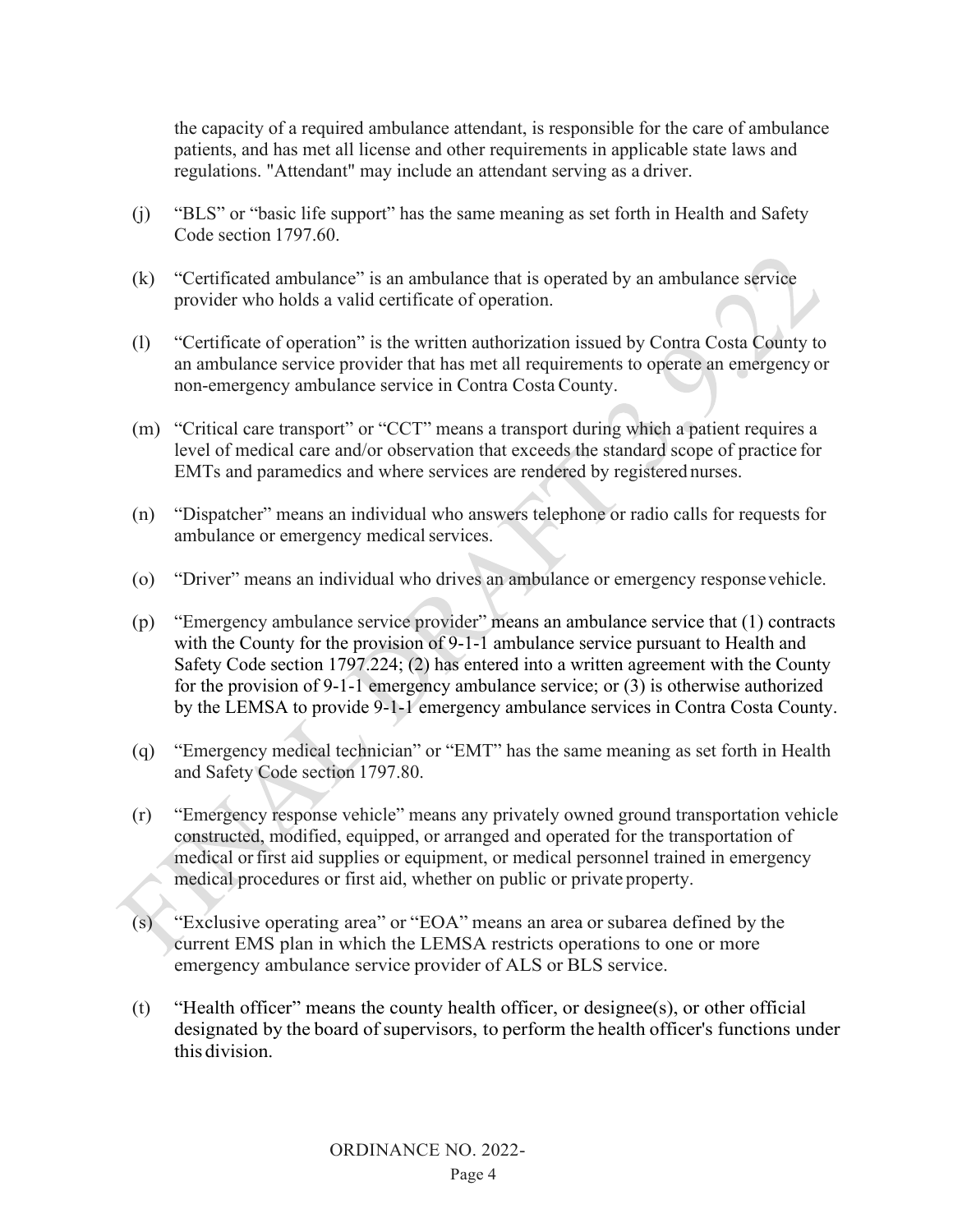the capacity of a required ambulance attendant, is responsible for the care of ambulance patients, and has met all license and other requirements in applicable state laws and regulations. "Attendant" may include an attendant serving as a driver.

(j) "BLS" or "basic life support" has the same meaning as set forth in Health and Safety Code section 1797.60.

(k) "Certificated ambulance" is an ambulance that is operated by an ambulance service provider who holds a valid certificate of operation.

(l) "Certificate of operation" is the written authorization issued by Contra Costa County to an ambulance service provider that has met all requirements to operate an emergency or non-emergency ambulance service in Contra Costa County.

(m) "Critical care transport" or "CCT" means a transport during which a patient requires a level of medical care and/or observation that exceeds the standard scope of practice for EMTs and paramedics and where services are rendered by registered nurses.

(n) "Dispatcher" means an individual who answers telephone or radio calls for requests for ambulance or emergency medical services.

(o) "Driver" means an individual who drives an ambulance or emergency response vehicle.

(p) "Emergency ambulance service provider" means an ambulance service that (1) contracts with the County for the provision of 9-1-1 ambulance service pursuant to Health and Safety Code section 1797.224; (2) has entered into a written agreement with the County for the provision of 9-1-1 emergency ambulance service; or (3) is otherwise authorized by the LEMSA to provide 9-1-1 emergency ambulance services in Contra Costa County.

(q) "Emergency medical technician" or "EMT" has the same meaning as set forth in Health and Safety Code section 1797.80.

(r) "Emergency response vehicle" means any privately owned ground transportation vehicle constructed, modified, equipped, or arranged and operated for the transportation of medical or first aid supplies or equipment, or medical personnel trained in emergency medical procedures or first aid, whether on public or private property.

(s) "Exclusive operating area" or "EOA" means an area or subarea defined by the current EMS plan in which the LEMSA restricts operations to one or more emergency ambulance service provider of ALS or BLS service.

(t) "Health officer" means the county health officer, or designee(s), or other official designated by the board of supervisors, to perform the health officer's functions under this division.

ORDINANCE NO. 2022-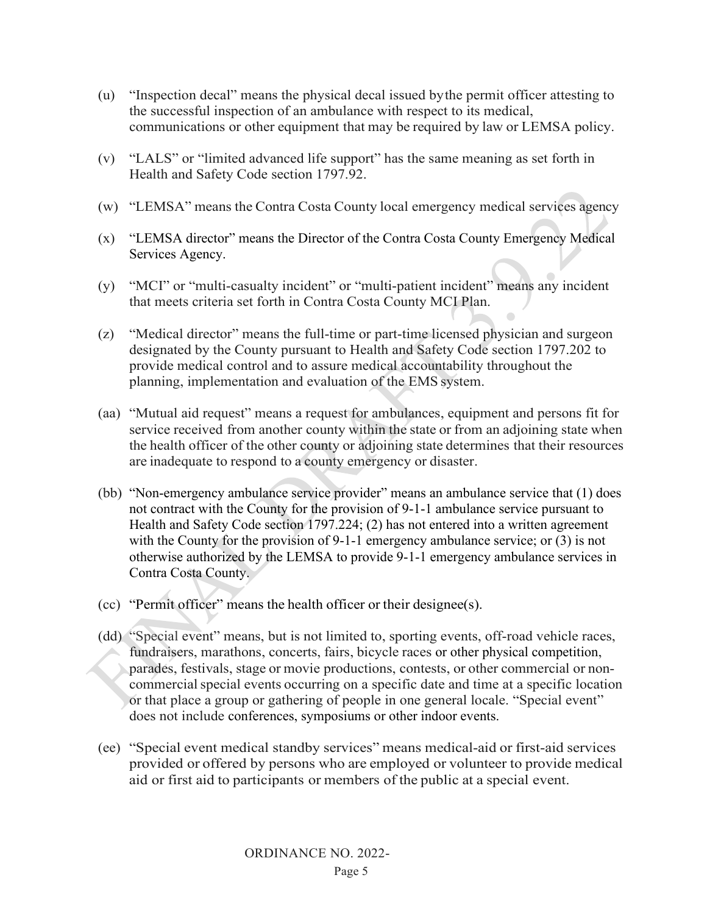(u) "Inspection decal" means the physical decal issued by the permit officer attesting to the successful inspection of an ambulance with respect to its medical, communications or other equipment that may be required by law or LEMSA policy.

(v) "LALS" or "limited advanced life support" has the same meaning as set forth in Health and Safety Code section 1797.92.

(w) "LEMSA" means the Contra Costa County local emergency medical services agency

(x) "LEMSA director" means the Director of the Contra Costa County Emergency Medical Services Agency.

(y) "MCI" or "multi-casualty incident" or "multi-patient incident" means any incident that meets criteria set forth in Contra Costa County MCI Plan.

(z) "Medical director" means the full-time or part-time licensed physician and surgeon designated by the County pursuant to Health and Safety Code section 1797.202 to provide medical control and to assure medical accountability throughout the planning, implementation and evaluation of the EMS system.

(aa) "Mutual aid request" means a request for ambulances, equipment and persons fit for service received from another county within the state or from an adjoining state when the health officer of the other county or adjoining state determines that their resources are inadequate to respond to a county emergency or disaster.

(bb) "Non-emergency ambulance service provider" means an ambulance service that (1) does not contract with the County for the provision of 9-1-1 ambulance service pursuant to Health and Safety Code section 1797.224; (2) has not entered into a written agreement with the County for the provision of 9-1-1 emergency ambulance service; or (3) is not otherwise authorized by the LEMSA to provide 9-1-1 emergency ambulance services in Contra Costa County.

(cc) "Permit officer" means the health officer or their designee(s).

(dd) "Special event" means, but is not limited to, sporting events, off-road vehicle races, fundraisers, marathons, concerts, fairs, bicycle races or other physical competition, parades, festivals, stage or movie productions, contests, or other commercial or non-commercial special events occurring on a specific date and time at a specific location or that place a group or gathering of people in one general locale. "Special event" does not include conferences, symposiums or other indoor events.

(ee) "Special event medical standby services" means medical-aid or first-aid services provided or offered by persons who are employed or volunteer to provide medical aid or first aid to participants or members of the public at a special event.

ORDINANCE NO. 2022-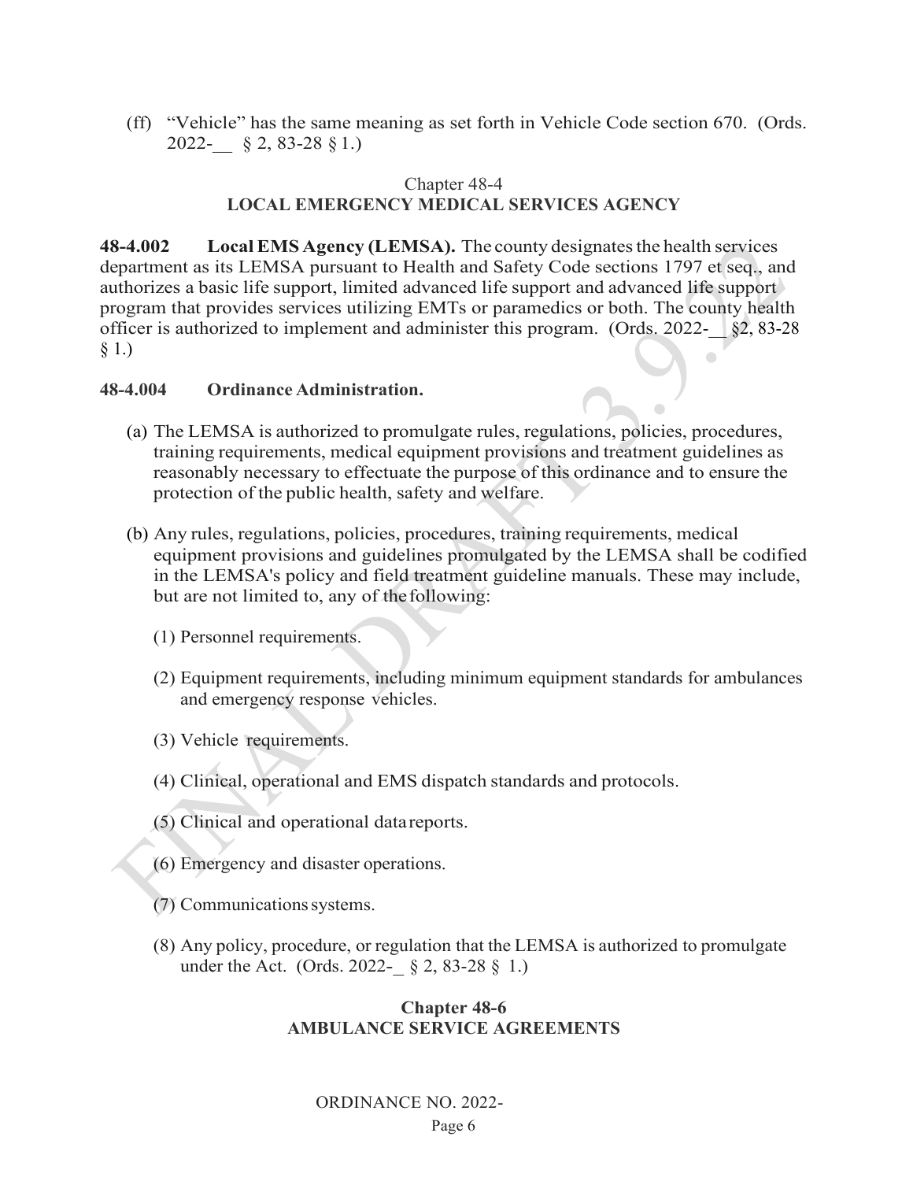(ff) "Vehicle" has the same meaning as set forth in Vehicle Code section 670. (Ords. 2022-__ § 2, 83-28 § 1.)

## Chapter 48-4
## LOCAL EMERGENCY MEDICAL SERVICES AGENCY

**48-4.002 Local EMS Agency (LEMSA).** The county designates the health services department as its LEMSA pursuant to Health and Safety Code sections 1797 et seq., and authorizes a basic life support, limited advanced life support and advanced life support program that provides services utilizing EMTs or paramedics or both. The county health officer is authorized to implement and administer this program. (Ords. 2022-__ §2, 83-28 § 1.)

**48-4.004 Ordinance Administration.**

(a) The LEMSA is authorized to promulgate rules, regulations, policies, procedures, training requirements, medical equipment provisions and treatment guidelines as reasonably necessary to effectuate the purpose of this ordinance and to ensure the protection of the public health, safety and welfare.

(b) Any rules, regulations, policies, procedures, training requirements, medical equipment provisions and guidelines promulgated by the LEMSA shall be codified in the LEMSA's policy and field treatment guideline manuals. These may include, but are not limited to, any of the following:

(1) Personnel requirements.

(2) Equipment requirements, including minimum equipment standards for ambulances and emergency response vehicles.

(3) Vehicle requirements.

(4) Clinical, operational and EMS dispatch standards and protocols.

(5) Clinical and operational data reports.

(6) Emergency and disaster operations.

(7) Communications systems.

(8) Any policy, procedure, or regulation that the LEMSA is authorized to promulgate under the Act. (Ords. 2022-_ § 2, 83-28 § 1.)

## Chapter 48-6
## AMBULANCE SERVICE AGREEMENTS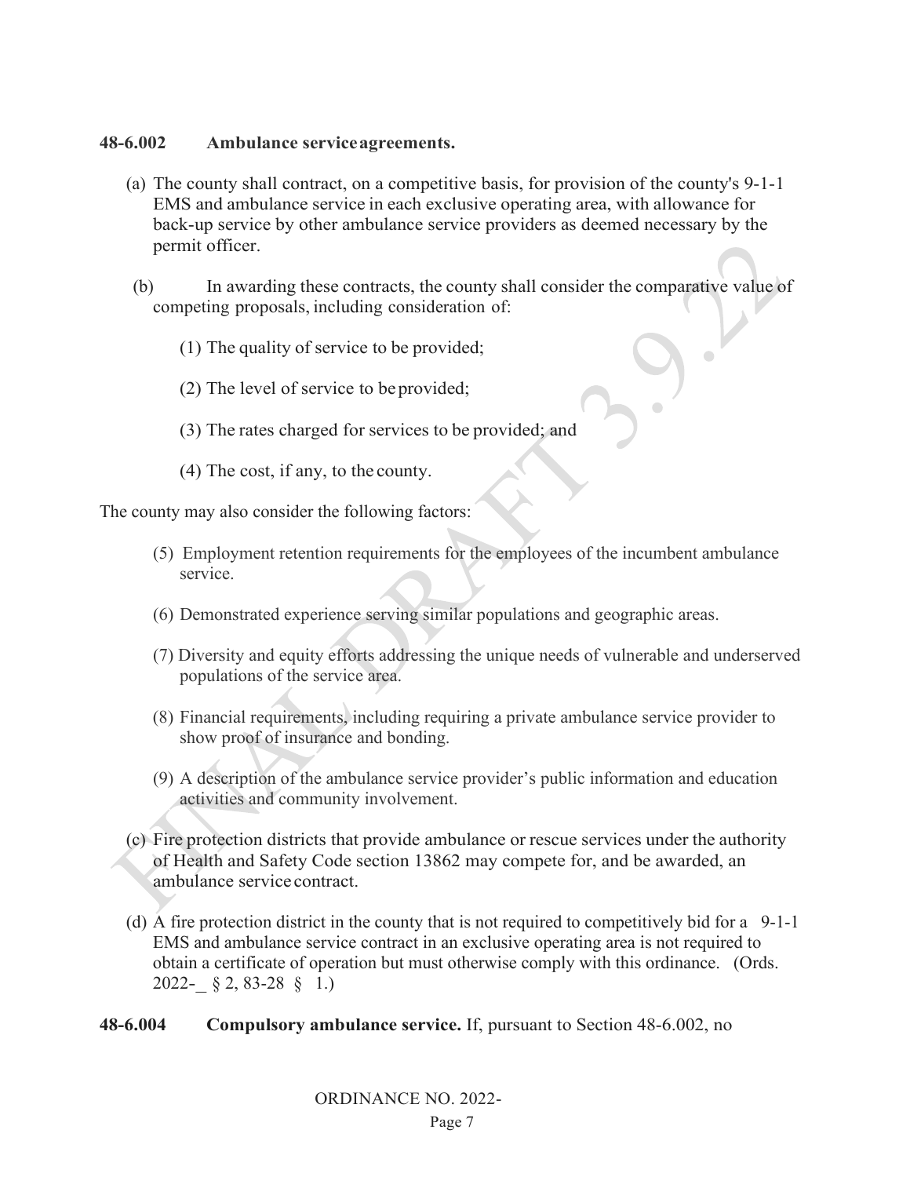**48-6.002 Ambulance service agreements.**

(a) The county shall contract, on a competitive basis, for provision of the county's 9-1-1 EMS and ambulance service in each exclusive operating area, with allowance for back-up service by other ambulance service providers as deemed necessary by the permit officer.

(b) In awarding these contracts, the county shall consider the comparative value of competing proposals, including consideration of:

(1) The quality of service to be provided;

(2) The level of service to be provided;

(3) The rates charged for services to be provided; and

(4) The cost, if any, to the county.

The county may also consider the following factors:

(5) Employment retention requirements for the employees of the incumbent ambulance service.

(6) Demonstrated experience serving similar populations and geographic areas.

(7) Diversity and equity efforts addressing the unique needs of vulnerable and underserved populations of the service area.

(8) Financial requirements, including requiring a private ambulance service provider to show proof of insurance and bonding.

(9) A description of the ambulance service provider's public information and education activities and community involvement.

(c) Fire protection districts that provide ambulance or rescue services under the authority of Health and Safety Code section 13862 may compete for, and be awarded, an ambulance service contract.

(d) A fire protection district in the county that is not required to competitively bid for a 9-1-1 EMS and ambulance service contract in an exclusive operating area is not required to obtain a certificate of operation but must otherwise comply with this ordinance. (Ords. 2022-_ § 2, 83-28 § 1.)

**48-6.004 Compulsory ambulance service.** If, pursuant to Section 48-6.002, no

ORDINANCE NO. 2022-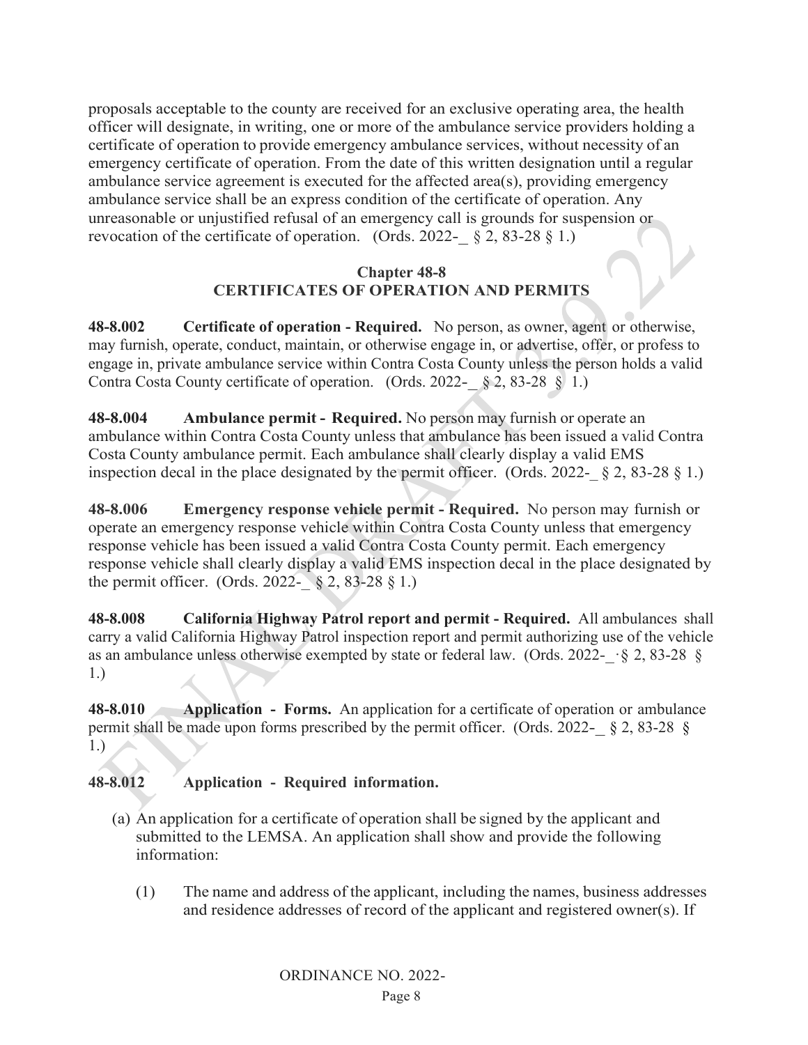proposals acceptable to the county are received for an exclusive operating area, the health officer will designate, in writing, one or more of the ambulance service providers holding a certificate of operation to provide emergency ambulance services, without necessity of an emergency certificate of operation. From the date of this written designation until a regular ambulance service agreement is executed for the affected area(s), providing emergency ambulance service shall be an express condition of the certificate of operation. Any unreasonable or unjustified refusal of an emergency call is grounds for suspension or revocation of the certificate of operation. (Ords. 2022-_ § 2, 83-28 § 1.)

## Chapter 48-8
## CERTIFICATES OF OPERATION AND PERMITS

**48-8.002 Certificate of operation - Required.** No person, as owner, agent or otherwise, may furnish, operate, conduct, maintain, or otherwise engage in, or advertise, offer, or profess to engage in, private ambulance service within Contra Costa County unless the person holds a valid Contra Costa County certificate of operation. (Ords. 2022-_ § 2, 83-28 § 1.)

**48-8.004 Ambulance permit - Required.** No person may furnish or operate an ambulance within Contra Costa County unless that ambulance has been issued a valid Contra Costa County ambulance permit. Each ambulance shall clearly display a valid EMS inspection decal in the place designated by the permit officer. (Ords. 2022-_ § 2, 83-28 § 1.)

**48-8.006 Emergency response vehicle permit - Required.** No person may furnish or operate an emergency response vehicle within Contra Costa County unless that emergency response vehicle has been issued a valid Contra Costa County permit. Each emergency response vehicle shall clearly display a valid EMS inspection decal in the place designated by the permit officer. (Ords. 2022-_ § 2, 83-28 § 1.)

**48-8.008 California Highway Patrol report and permit - Required.** All ambulances shall carry a valid California Highway Patrol inspection report and permit authorizing use of the vehicle as an ambulance unless otherwise exempted by state or federal law. (Ords. 2022-_ § 2, 83-28 § 1.)

**48-8.010 Application - Forms.** An application for a certificate of operation or ambulance permit shall be made upon forms prescribed by the permit officer. (Ords. 2022-_ § 2, 83-28 § 1.)

**48-8.012 Application - Required information.**

(a) An application for a certificate of operation shall be signed by the applicant and submitted to the LEMSA. An application shall show and provide the following information:

(1) The name and address of the applicant, including the names, business addresses and residence addresses of record of the applicant and registered owner(s). If

ORDINANCE NO. 2022-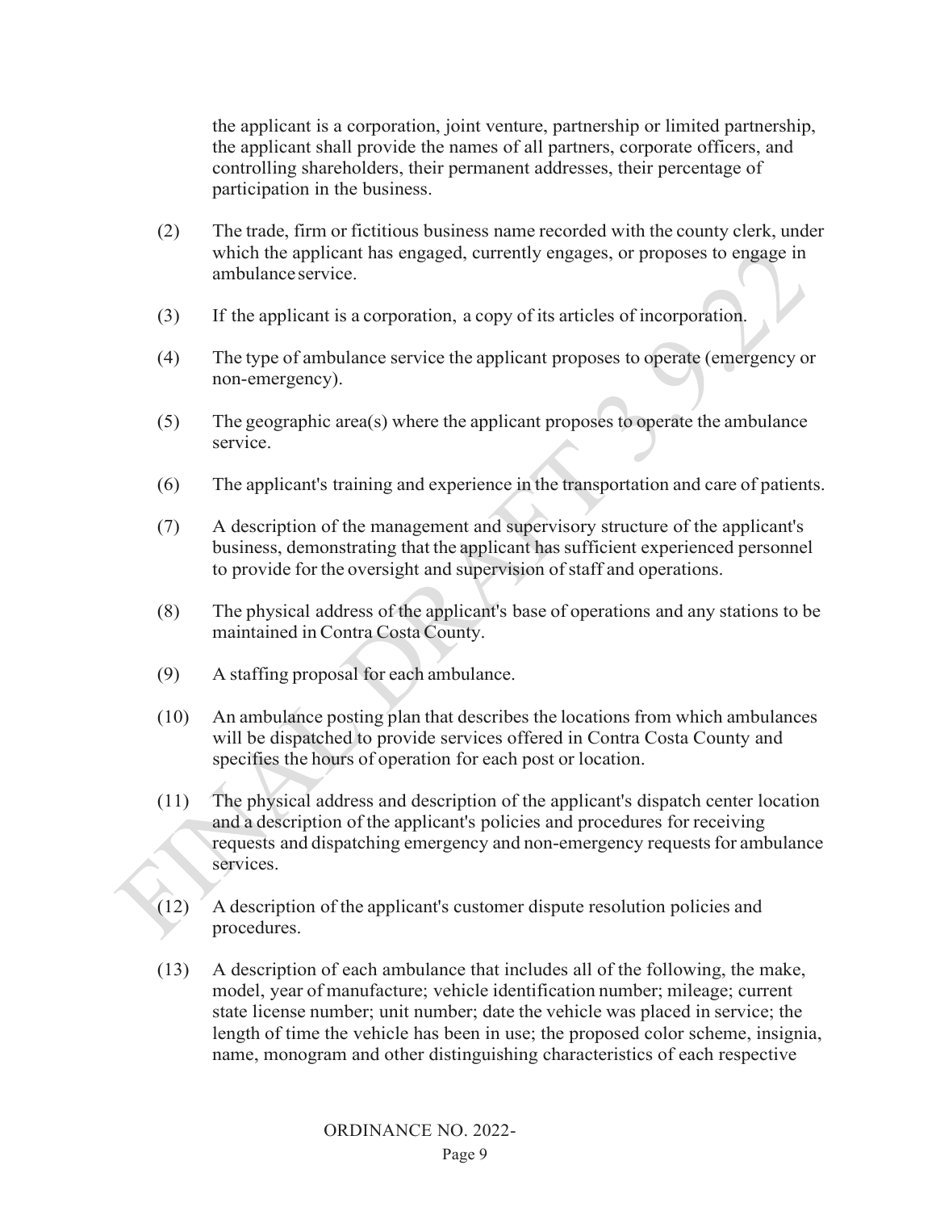the applicant is a corporation, joint venture, partnership or limited partnership, the applicant shall provide the names of all partners, corporate officers, and controlling shareholders, their permanent addresses, their percentage of participation in the business.

(2) The trade, firm or fictitious business name recorded with the county clerk, under which the applicant has engaged, currently engages, or proposes to engage in ambulance service.

(3) If the applicant is a corporation, a copy of its articles of incorporation.

(4) The type of ambulance service the applicant proposes to operate (emergency or non-emergency).

(5) The geographic area(s) where the applicant proposes to operate the ambulance service.

(6) The applicant's training and experience in the transportation and care of patients.

(7) A description of the management and supervisory structure of the applicant's business, demonstrating that the applicant has sufficient experienced personnel to provide for the oversight and supervision of staff and operations.

(8) The physical address of the applicant's base of operations and any stations to be maintained in Contra Costa County.

(9) A staffing proposal for each ambulance.

(10) An ambulance posting plan that describes the locations from which ambulances will be dispatched to provide services offered in Contra Costa County and specifies the hours of operation for each post or location.

(11) The physical address and description of the applicant's dispatch center location and a description of the applicant's policies and procedures for receiving requests and dispatching emergency and non-emergency requests for ambulance services.

(12) A description of the applicant's customer dispute resolution policies and procedures.

(13) A description of each ambulance that includes all of the following, the make, model, year of manufacture; vehicle identification number; mileage; current state license number; unit number; date the vehicle was placed in service; the length of time the vehicle has been in use; the proposed color scheme, insignia, name, monogram and other distinguishing characteristics of each respective

ORDINANCE NO. 2022-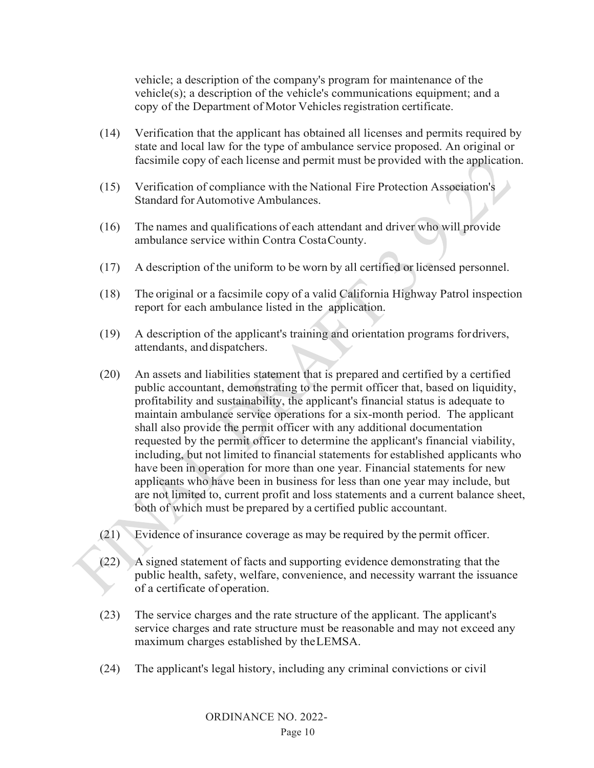vehicle; a description of the company's program for maintenance of the vehicle(s); a description of the vehicle's communications equipment; and a copy of the Department of Motor Vehicles registration certificate.

(14) Verification that the applicant has obtained all licenses and permits required by state and local law for the type of ambulance service proposed. An original or facsimile copy of each license and permit must be provided with the application.

(15) Verification of compliance with the National Fire Protection Association's Standard for Automotive Ambulances.

(16) The names and qualifications of each attendant and driver who will provide ambulance service within Contra Costa County.

(17) A description of the uniform to be worn by all certified or licensed personnel.

(18) The original or a facsimile copy of a valid California Highway Patrol inspection report for each ambulance listed in the application.

(19) A description of the applicant's training and orientation programs for drivers, attendants, and dispatchers.

(20) An assets and liabilities statement that is prepared and certified by a certified public accountant, demonstrating to the permit officer that, based on liquidity, profitability and sustainability, the applicant's financial status is adequate to maintain ambulance service operations for a six-month period. The applicant shall also provide the permit officer with any additional documentation requested by the permit officer to determine the applicant's financial viability, including, but not limited to financial statements for established applicants who have been in operation for more than one year. Financial statements for new applicants who have been in business for less than one year may include, but are not limited to, current profit and loss statements and a current balance sheet, both of which must be prepared by a certified public accountant.

(21) Evidence of insurance coverage as may be required by the permit officer.

(22) A signed statement of facts and supporting evidence demonstrating that the public health, safety, welfare, convenience, and necessity warrant the issuance of a certificate of operation.

(23) The service charges and the rate structure of the applicant. The applicant's service charges and rate structure must be reasonable and may not exceed any maximum charges established by the LEMSA.

(24) The applicant's legal history, including any criminal convictions or civil

ORDINANCE NO. 2022-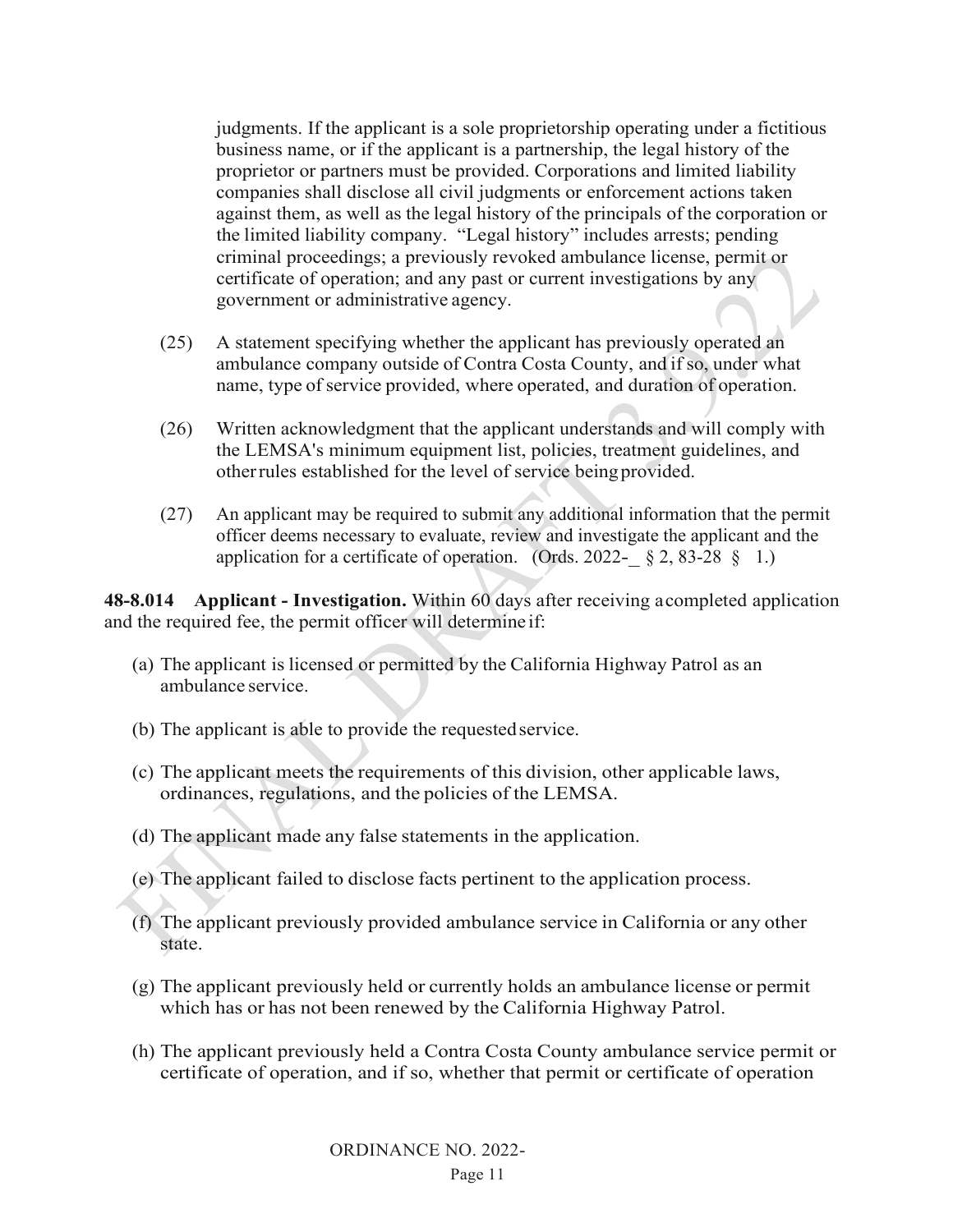judgments. If the applicant is a sole proprietorship operating under a fictitious business name, or if the applicant is a partnership, the legal history of the proprietor or partners must be provided. Corporations and limited liability companies shall disclose all civil judgments or enforcement actions taken against them, as well as the legal history of the principals of the corporation or the limited liability company. "Legal history" includes arrests; pending criminal proceedings; a previously revoked ambulance license, permit or certificate of operation; and any past or current investigations by any government or administrative agency.

(25) A statement specifying whether the applicant has previously operated an ambulance company outside of Contra Costa County, and if so, under what name, type of service provided, where operated, and duration of operation.

(26) Written acknowledgment that the applicant understands and will comply with the LEMSA's minimum equipment list, policies, treatment guidelines, and other rules established for the level of service being provided.

(27) An applicant may be required to submit any additional information that the permit officer deems necessary to evaluate, review and investigate the applicant and the application for a certificate of operation. (Ords. 2022-_ § 2, 83-28 § 1.)

**48-8.014 Applicant - Investigation.** Within 60 days after receiving a completed application and the required fee, the permit officer will determine if:

(a) The applicant is licensed or permitted by the California Highway Patrol as an ambulance service.

(b) The applicant is able to provide the requested service.

(c) The applicant meets the requirements of this division, other applicable laws, ordinances, regulations, and the policies of the LEMSA.

(d) The applicant made any false statements in the application.

(e) The applicant failed to disclose facts pertinent to the application process.

(f) The applicant previously provided ambulance service in California or any other state.

(g) The applicant previously held or currently holds an ambulance license or permit which has or has not been renewed by the California Highway Patrol.

(h) The applicant previously held a Contra Costa County ambulance service permit or certificate of operation, and if so, whether that permit or certificate of operation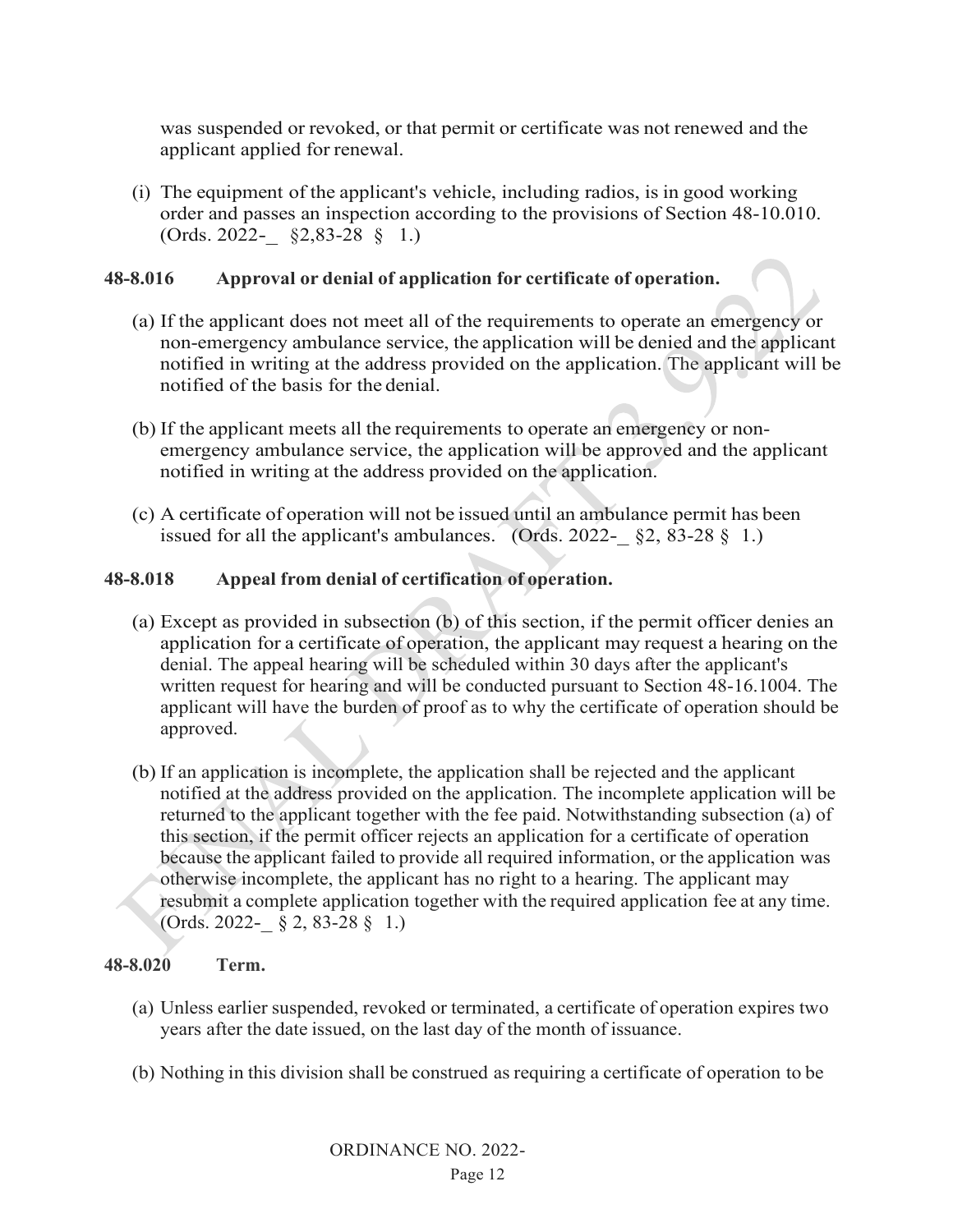was suspended or revoked, or that permit or certificate was not renewed and the applicant applied for renewal.

(i) The equipment of the applicant's vehicle, including radios, is in good working order and passes an inspection according to the provisions of Section 48-10.010. (Ords. 2022-_ §2,83-28 § 1.)

**48-8.016 Approval or denial of application for certificate of operation.**

(a) If the applicant does not meet all of the requirements to operate an emergency or non-emergency ambulance service, the application will be denied and the applicant notified in writing at the address provided on the application. The applicant will be notified of the basis for the denial.

(b) If the applicant meets all the requirements to operate an emergency or non-emergency ambulance service, the application will be approved and the applicant notified in writing at the address provided on the application.

(c) A certificate of operation will not be issued until an ambulance permit has been issued for all the applicant's ambulances. (Ords. 2022-_ §2, 83-28 § 1.)

**48-8.018 Appeal from denial of certification of operation.**

(a) Except as provided in subsection (b) of this section, if the permit officer denies an application for a certificate of operation, the applicant may request a hearing on the denial. The appeal hearing will be scheduled within 30 days after the applicant's written request for hearing and will be conducted pursuant to Section 48-16.1004. The applicant will have the burden of proof as to why the certificate of operation should be approved.

(b) If an application is incomplete, the application shall be rejected and the applicant notified at the address provided on the application. The incomplete application will be returned to the applicant together with the fee paid. Notwithstanding subsection (a) of this section, if the permit officer rejects an application for a certificate of operation because the applicant failed to provide all required information, or the application was otherwise incomplete, the applicant has no right to a hearing. The applicant may resubmit a complete application together with the required application fee at any time. (Ords. 2022-_ § 2, 83-28 § 1.)

**48-8.020 Term.**

(a) Unless earlier suspended, revoked or terminated, a certificate of operation expires two years after the date issued, on the last day of the month of issuance.

(b) Nothing in this division shall be construed as requiring a certificate of operation to be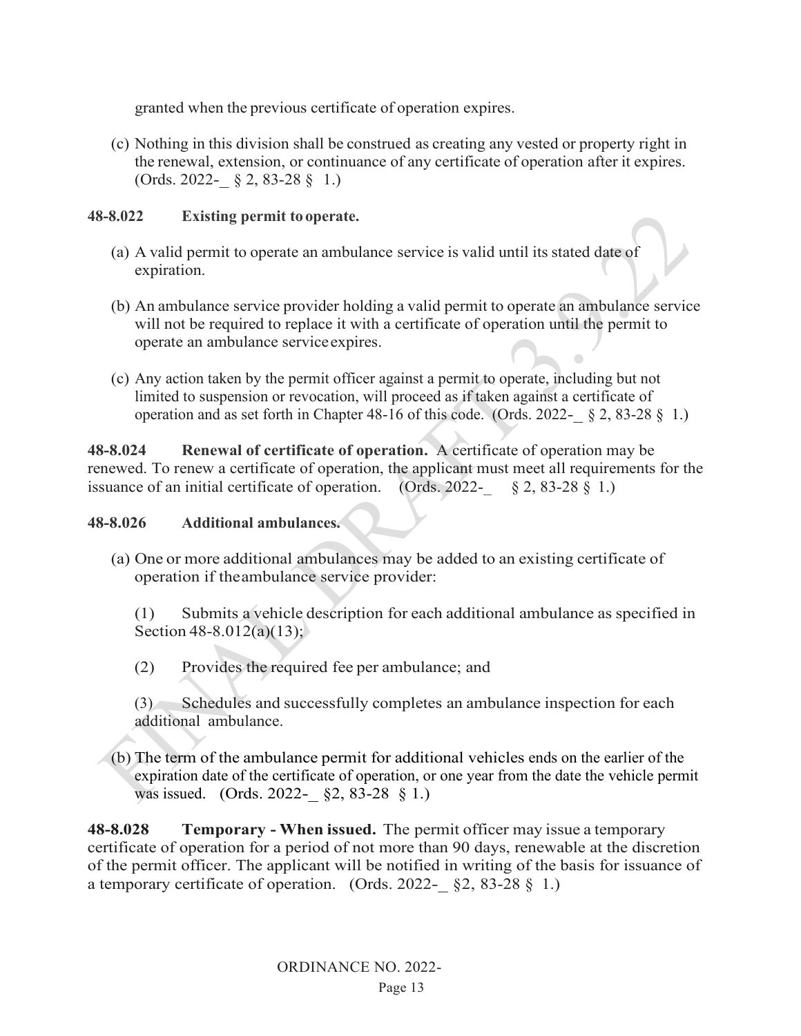granted when the previous certificate of operation expires.

(c) Nothing in this division shall be construed as creating any vested or property right in the renewal, extension, or continuance of any certificate of operation after it expires. (Ords. 2022-_ § 2, 83-28 § 1.)

**48-8.022 Existing permit to operate.**

(a) A valid permit to operate an ambulance service is valid until its stated date of expiration.

(b) An ambulance service provider holding a valid permit to operate an ambulance service will not be required to replace it with a certificate of operation until the permit to operate an ambulance service expires.

(c) Any action taken by the permit officer against a permit to operate, including but not limited to suspension or revocation, will proceed as if taken against a certificate of operation and as set forth in Chapter 48-16 of this code. (Ords. 2022-_ § 2, 83-28 § 1.)

**48-8.024 Renewal of certificate of operation.** A certificate of operation may be renewed. To renew a certificate of operation, the applicant must meet all requirements for the issuance of an initial certificate of operation. (Ords. 2022-_ § 2, 83-28 § 1.)

**48-8.026 Additional ambulances.**

(a) One or more additional ambulances may be added to an existing certificate of operation if the ambulance service provider:

(1) Submits a vehicle description for each additional ambulance as specified in Section 48-8.012(a)(13);

(2) Provides the required fee per ambulance; and

(3) Schedules and successfully completes an ambulance inspection for each additional ambulance.

(b) The term of the ambulance permit for additional vehicles ends on the earlier of the expiration date of the certificate of operation, or one year from the date the vehicle permit was issued. (Ords. 2022-_ §2, 83-28 § 1.)

**48-8.028 Temporary - When issued.** The permit officer may issue a temporary certificate of operation for a period of not more than 90 days, renewable at the discretion of the permit officer. The applicant will be notified in writing of the basis for issuance of a temporary certificate of operation. (Ords. 2022-_ §2, 83-28 § 1.)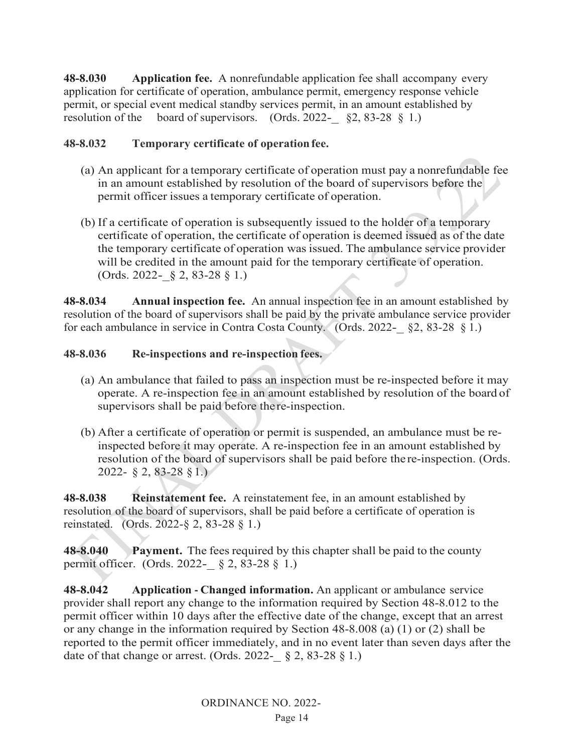**48-8.030 Application fee.** A nonrefundable application fee shall accompany every application for certificate of operation, ambulance permit, emergency response vehicle permit, or special event medical standby services permit, in an amount established by resolution of the board of supervisors. (Ords. 2022-_ §2, 83-28 § 1.)

**48-8.032 Temporary certificate of operation fee.**

(a) An applicant for a temporary certificate of operation must pay a nonrefundable fee in an amount established by resolution of the board of supervisors before the permit officer issues a temporary certificate of operation.

(b) If a certificate of operation is subsequently issued to the holder of a temporary certificate of operation, the certificate of operation is deemed issued as of the date the temporary certificate of operation was issued. The ambulance service provider will be credited in the amount paid for the temporary certificate of operation. (Ords. 2022-_§ 2, 83-28 § 1.)

**48-8.034 Annual inspection fee.** An annual inspection fee in an amount established by resolution of the board of supervisors shall be paid by the private ambulance service provider for each ambulance in service in Contra Costa County. (Ords. 2022-_ §2, 83-28 § 1.)

**48-8.036 Re-inspections and re-inspection fees.**

(a) An ambulance that failed to pass an inspection must be re-inspected before it may operate. A re-inspection fee in an amount established by resolution of the board of supervisors shall be paid before the re-inspection.

(b) After a certificate of operation or permit is suspended, an ambulance must be re-inspected before it may operate. A re-inspection fee in an amount established by resolution of the board of supervisors shall be paid before the re-inspection. (Ords. 2022- § 2, 83-28 § 1.)

**48-8.038 Reinstatement fee.** A reinstatement fee, in an amount established by resolution of the board of supervisors, shall be paid before a certificate of operation is reinstated. (Ords. 2022-§ 2, 83-28 § 1.)

**48-8.040 Payment.** The fees required by this chapter shall be paid to the county permit officer. (Ords. 2022-_ § 2, 83-28 § 1.)

**48-8.042 Application - Changed information.** An applicant or ambulance service provider shall report any change to the information required by Section 48-8.012 to the permit officer within 10 days after the effective date of the change, except that an arrest or any change in the information required by Section 48-8.008 (a) (1) or (2) shall be reported to the permit officer immediately, and in no event later than seven days after the date of that change or arrest. (Ords. 2022-_ § 2, 83-28 § 1.)

ORDINANCE NO. 2022-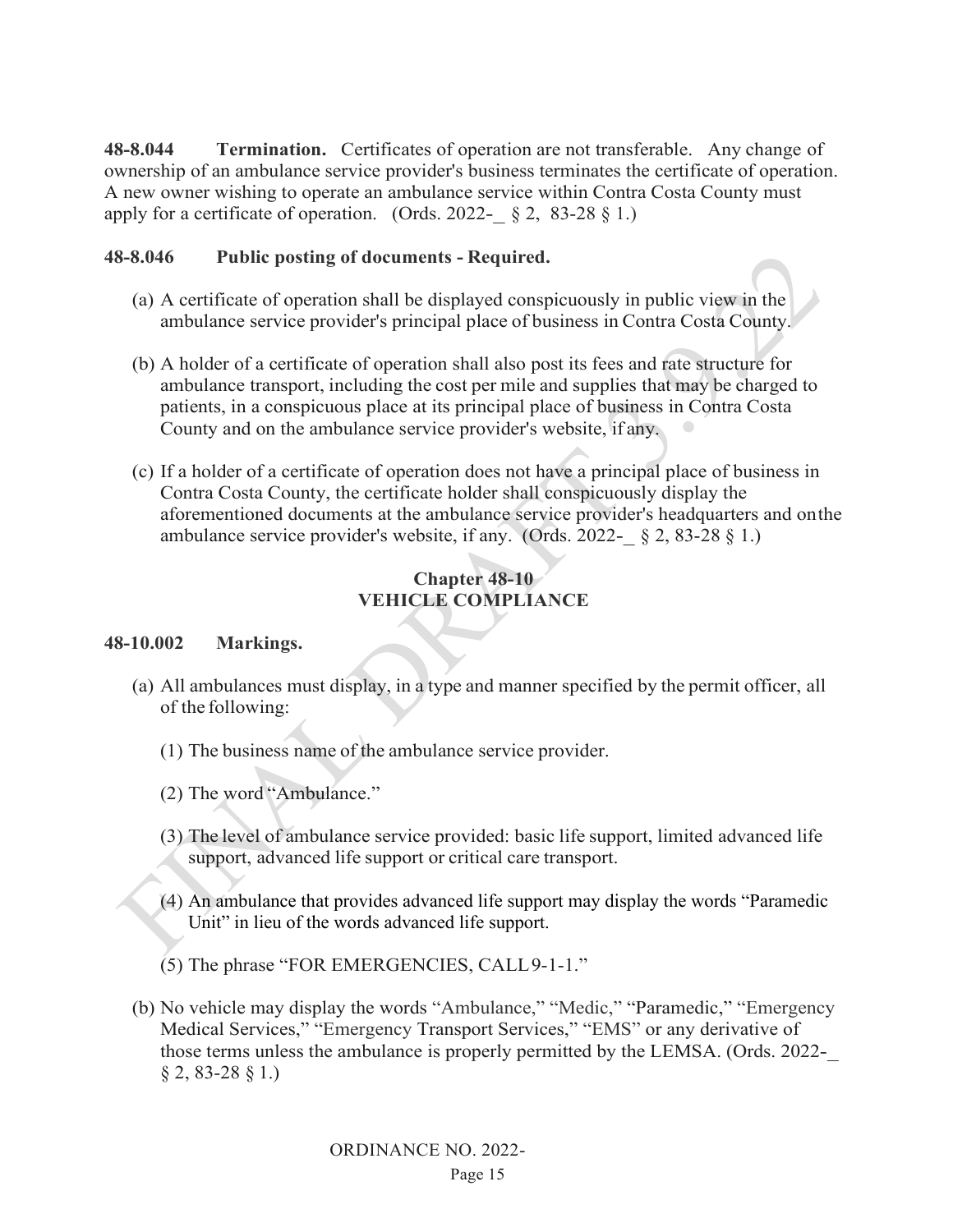**48-8.044 Termination.** Certificates of operation are not transferable. Any change of ownership of an ambulance service provider's business terminates the certificate of operation. A new owner wishing to operate an ambulance service within Contra Costa County must apply for a certificate of operation. (Ords. 2022-_ § 2, 83-28 § 1.)

**48-8.046 Public posting of documents - Required.**

(a) A certificate of operation shall be displayed conspicuously in public view in the ambulance service provider's principal place of business in Contra Costa County.

(b) A holder of a certificate of operation shall also post its fees and rate structure for ambulance transport, including the cost per mile and supplies that may be charged to patients, in a conspicuous place at its principal place of business in Contra Costa County and on the ambulance service provider's website, if any.

(c) If a holder of a certificate of operation does not have a principal place of business in Contra Costa County, the certificate holder shall conspicuously display the aforementioned documents at the ambulance service provider's headquarters and on the ambulance service provider's website, if any. (Ords. 2022-_ § 2, 83-28 § 1.)

## Chapter 48-10
## VEHICLE COMPLIANCE

**48-10.002 Markings.**

(a) All ambulances must display, in a type and manner specified by the permit officer, all of the following:

(1) The business name of the ambulance service provider.

(2) The word "Ambulance."

(3) The level of ambulance service provided: basic life support, limited advanced life support, advanced life support or critical care transport.

(4) An ambulance that provides advanced life support may display the words "Paramedic Unit" in lieu of the words advanced life support.

(5) The phrase "FOR EMERGENCIES, CALL 9-1-1."

(b) No vehicle may display the words "Ambulance," "Medic," "Paramedic," "Emergency Medical Services," "Emergency Transport Services," "EMS" or any derivative of those terms unless the ambulance is properly permitted by the LEMSA. (Ords. 2022-_ § 2, 83-28 § 1.)

ORDINANCE NO. 2022-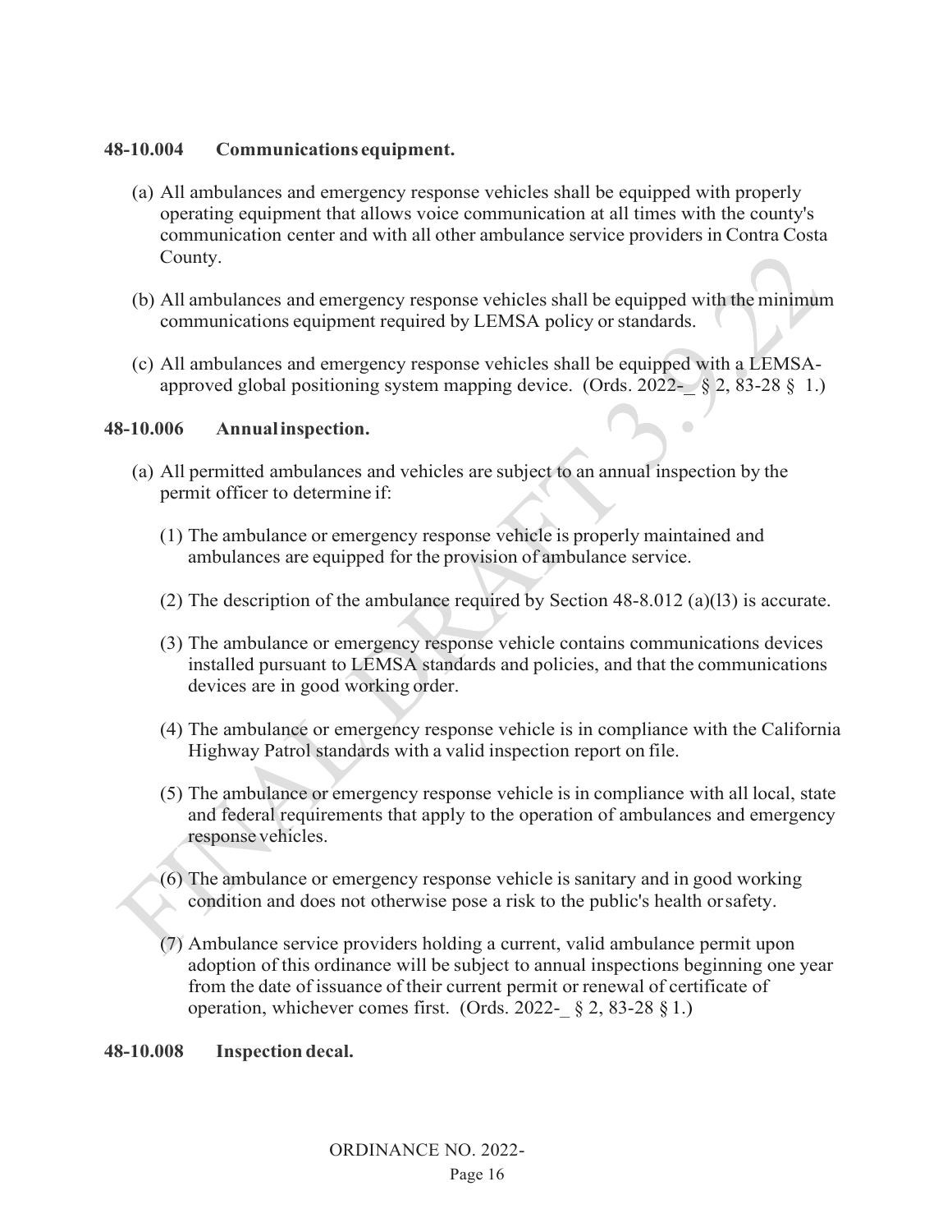**48-10.004 Communications equipment.**

(a) All ambulances and emergency response vehicles shall be equipped with properly operating equipment that allows voice communication at all times with the county's communication center and with all other ambulance service providers in Contra Costa County.

(b) All ambulances and emergency response vehicles shall be equipped with the minimum communications equipment required by LEMSA policy or standards.

(c) All ambulances and emergency response vehicles shall be equipped with a LEMSA-approved global positioning system mapping device. (Ords. 2022-_ § 2, 83-28 § 1.)

**48-10.006 Annual inspection.**

(a) All permitted ambulances and vehicles are subject to an annual inspection by the permit officer to determine if:

(1) The ambulance or emergency response vehicle is properly maintained and ambulances are equipped for the provision of ambulance service.

(2) The description of the ambulance required by Section 48-8.012 (a)(l3) is accurate.

(3) The ambulance or emergency response vehicle contains communications devices installed pursuant to LEMSA standards and policies, and that the communications devices are in good working order.

(4) The ambulance or emergency response vehicle is in compliance with the California Highway Patrol standards with a valid inspection report on file.

(5) The ambulance or emergency response vehicle is in compliance with all local, state and federal requirements that apply to the operation of ambulances and emergency response vehicles.

(6) The ambulance or emergency response vehicle is sanitary and in good working condition and does not otherwise pose a risk to the public's health or safety.

(7) Ambulance service providers holding a current, valid ambulance permit upon adoption of this ordinance will be subject to annual inspections beginning one year from the date of issuance of their current permit or renewal of certificate of operation, whichever comes first. (Ords. 2022-_ § 2, 83-28 § 1.)

**48-10.008 Inspection decal.**

ORDINANCE NO. 2022-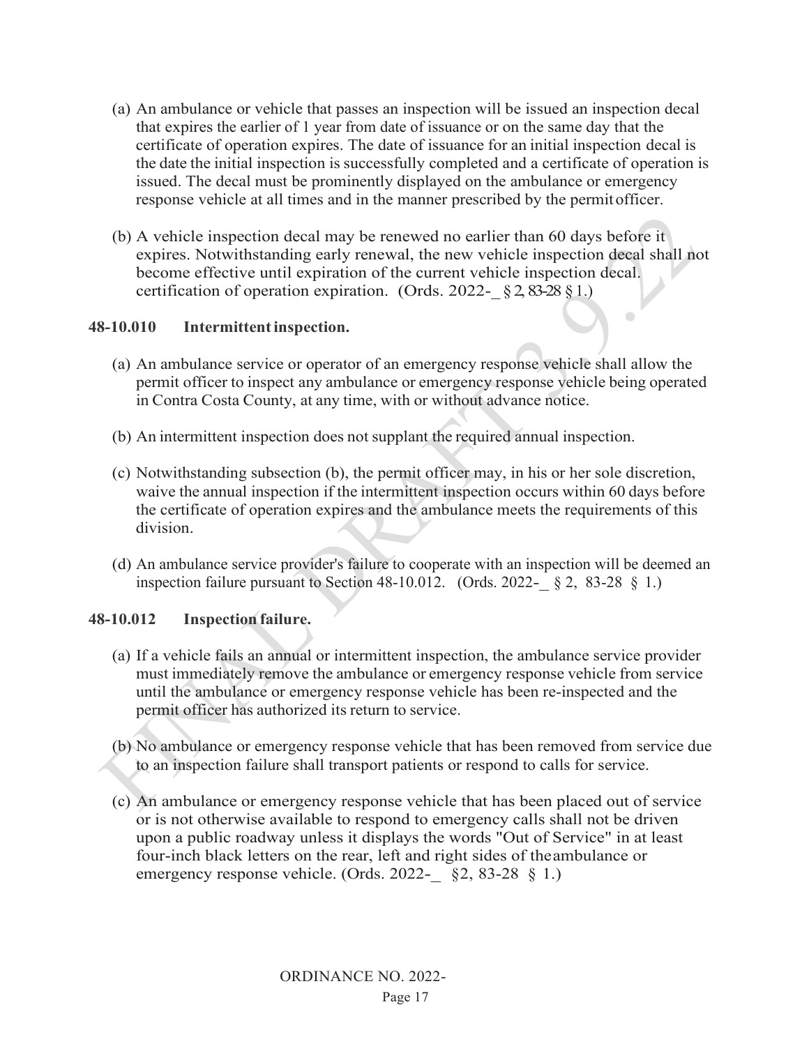(a) An ambulance or vehicle that passes an inspection will be issued an inspection decal that expires the earlier of 1 year from date of issuance or on the same day that the certificate of operation expires. The date of issuance for an initial inspection decal is the date the initial inspection is successfully completed and a certificate of operation is issued. The decal must be prominently displayed on the ambulance or emergency response vehicle at all times and in the manner prescribed by the permit officer.

(b) A vehicle inspection decal may be renewed no earlier than 60 days before it expires. Notwithstanding early renewal, the new vehicle inspection decal shall not become effective until expiration of the current vehicle inspection decal. certification of operation expiration. (Ords. 2022-_ § 2, 83-28 § 1.)

**48-10.010 Intermittent inspection.**

(a) An ambulance service or operator of an emergency response vehicle shall allow the permit officer to inspect any ambulance or emergency response vehicle being operated in Contra Costa County, at any time, with or without advance notice.

(b) An intermittent inspection does not supplant the required annual inspection.

(c) Notwithstanding subsection (b), the permit officer may, in his or her sole discretion, waive the annual inspection if the intermittent inspection occurs within 60 days before the certificate of operation expires and the ambulance meets the requirements of this division.

(d) An ambulance service provider's failure to cooperate with an inspection will be deemed an inspection failure pursuant to Section 48-10.012. (Ords. 2022-_ § 2, 83-28 § 1.)

**48-10.012 Inspection failure.**

(a) If a vehicle fails an annual or intermittent inspection, the ambulance service provider must immediately remove the ambulance or emergency response vehicle from service until the ambulance or emergency response vehicle has been re-inspected and the permit officer has authorized its return to service.

(b) No ambulance or emergency response vehicle that has been removed from service due to an inspection failure shall transport patients or respond to calls for service.

(c) An ambulance or emergency response vehicle that has been placed out of service or is not otherwise available to respond to emergency calls shall not be driven upon a public roadway unless it displays the words "Out of Service" in at least four-inch black letters on the rear, left and right sides of the ambulance or emergency response vehicle. (Ords. 2022-_ §2, 83-28 § 1.)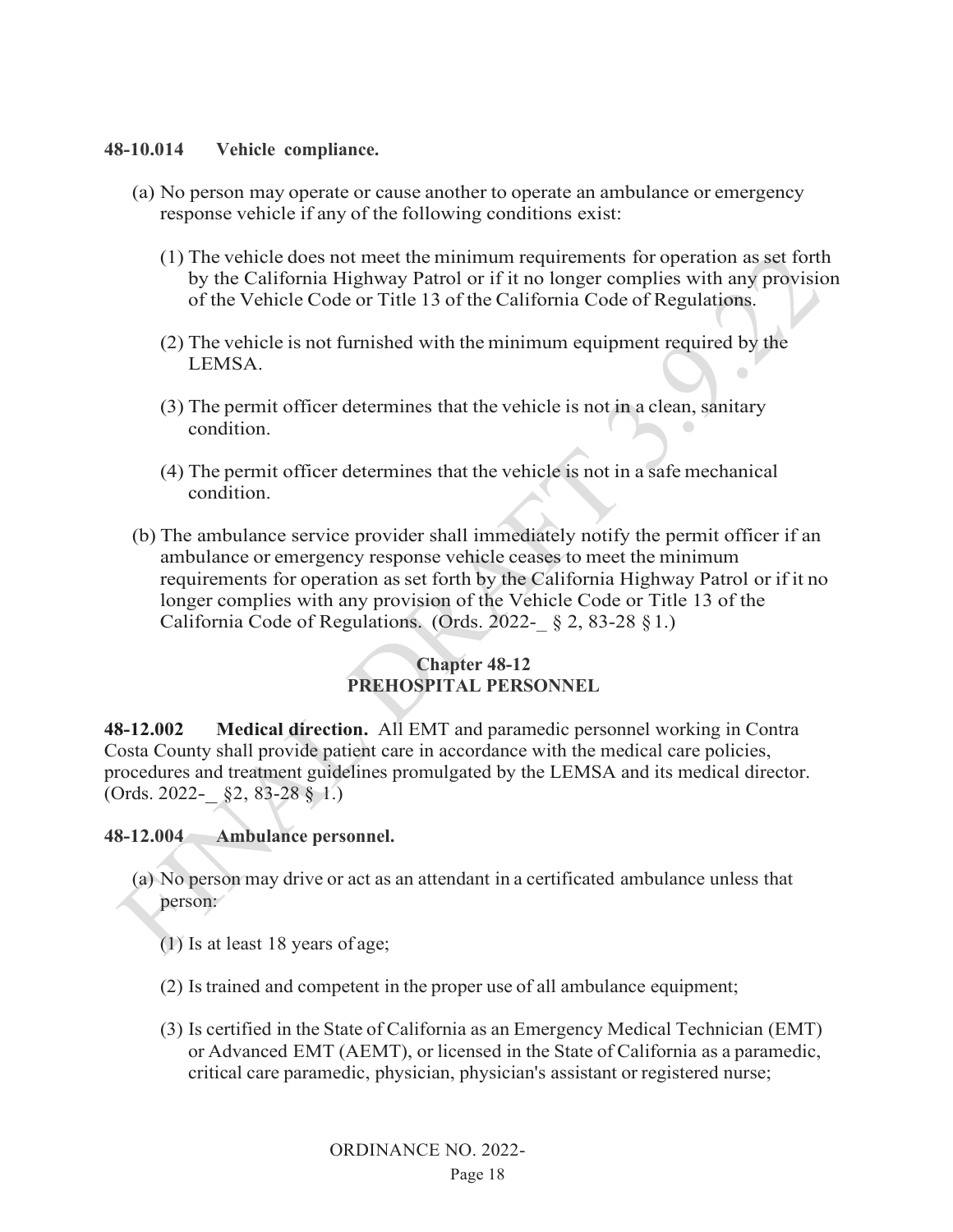**48-10.014 Vehicle compliance.**

(a) No person may operate or cause another to operate an ambulance or emergency response vehicle if any of the following conditions exist:

(1) The vehicle does not meet the minimum requirements for operation as set forth by the California Highway Patrol or if it no longer complies with any provision of the Vehicle Code or Title 13 of the California Code of Regulations.

(2) The vehicle is not furnished with the minimum equipment required by the LEMSA.

(3) The permit officer determines that the vehicle is not in a clean, sanitary condition.

(4) The permit officer determines that the vehicle is not in a safe mechanical condition.

(b) The ambulance service provider shall immediately notify the permit officer if an ambulance or emergency response vehicle ceases to meet the minimum requirements for operation as set forth by the California Highway Patrol or if it no longer complies with any provision of the Vehicle Code or Title 13 of the California Code of Regulations. (Ords. 2022-_ § 2, 83-28 § 1.)

## Chapter 48-12
## PREHOSPITAL PERSONNEL

**48-12.002 Medical direction.** All EMT and paramedic personnel working in Contra Costa County shall provide patient care in accordance with the medical care policies, procedures and treatment guidelines promulgated by the LEMSA and its medical director. (Ords. 2022-_ §2, 83-28 § 1.)

**48-12.004 Ambulance personnel.**

(a) No person may drive or act as an attendant in a certificated ambulance unless that person:

(1) Is at least 18 years of age;

(2) Is trained and competent in the proper use of all ambulance equipment;

(3) Is certified in the State of California as an Emergency Medical Technician (EMT) or Advanced EMT (AEMT), or licensed in the State of California as a paramedic, critical care paramedic, physician, physician's assistant or registered nurse;

ORDINANCE NO. 2022-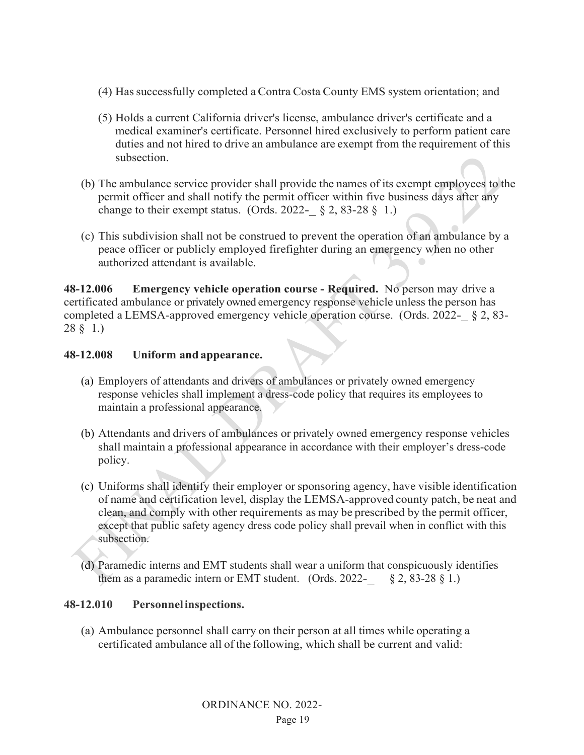(4) Has successfully completed a Contra Costa County EMS system orientation; and

(5) Holds a current California driver's license, ambulance driver's certificate and a medical examiner's certificate. Personnel hired exclusively to perform patient care duties and not hired to drive an ambulance are exempt from the requirement of this subsection.

(b) The ambulance service provider shall provide the names of its exempt employees to the permit officer and shall notify the permit officer within five business days after any change to their exempt status. (Ords. 2022-_ § 2, 83-28 § 1.)

(c) This subdivision shall not be construed to prevent the operation of an ambulance by a peace officer or publicly employed firefighter during an emergency when no other authorized attendant is available.

**48-12.006 Emergency vehicle operation course - Required.** No person may drive a certificated ambulance or privately owned emergency response vehicle unless the person has completed a LEMSA-approved emergency vehicle operation course. (Ords. 2022-_ § 2, 83-28 § 1.)

**48-12.008 Uniform and appearance.**

(a) Employers of attendants and drivers of ambulances or privately owned emergency response vehicles shall implement a dress-code policy that requires its employees to maintain a professional appearance.

(b) Attendants and drivers of ambulances or privately owned emergency response vehicles shall maintain a professional appearance in accordance with their employer's dress-code policy.

(c) Uniforms shall identify their employer or sponsoring agency, have visible identification of name and certification level, display the LEMSA-approved county patch, be neat and clean, and comply with other requirements as may be prescribed by the permit officer, except that public safety agency dress code policy shall prevail when in conflict with this subsection.

(d) Paramedic interns and EMT students shall wear a uniform that conspicuously identifies them as a paramedic intern or EMT student. (Ords. 2022-_ § 2, 83-28 § 1.)

**48-12.010 Personnel inspections.**

(a) Ambulance personnel shall carry on their person at all times while operating a certificated ambulance all of the following, which shall be current and valid: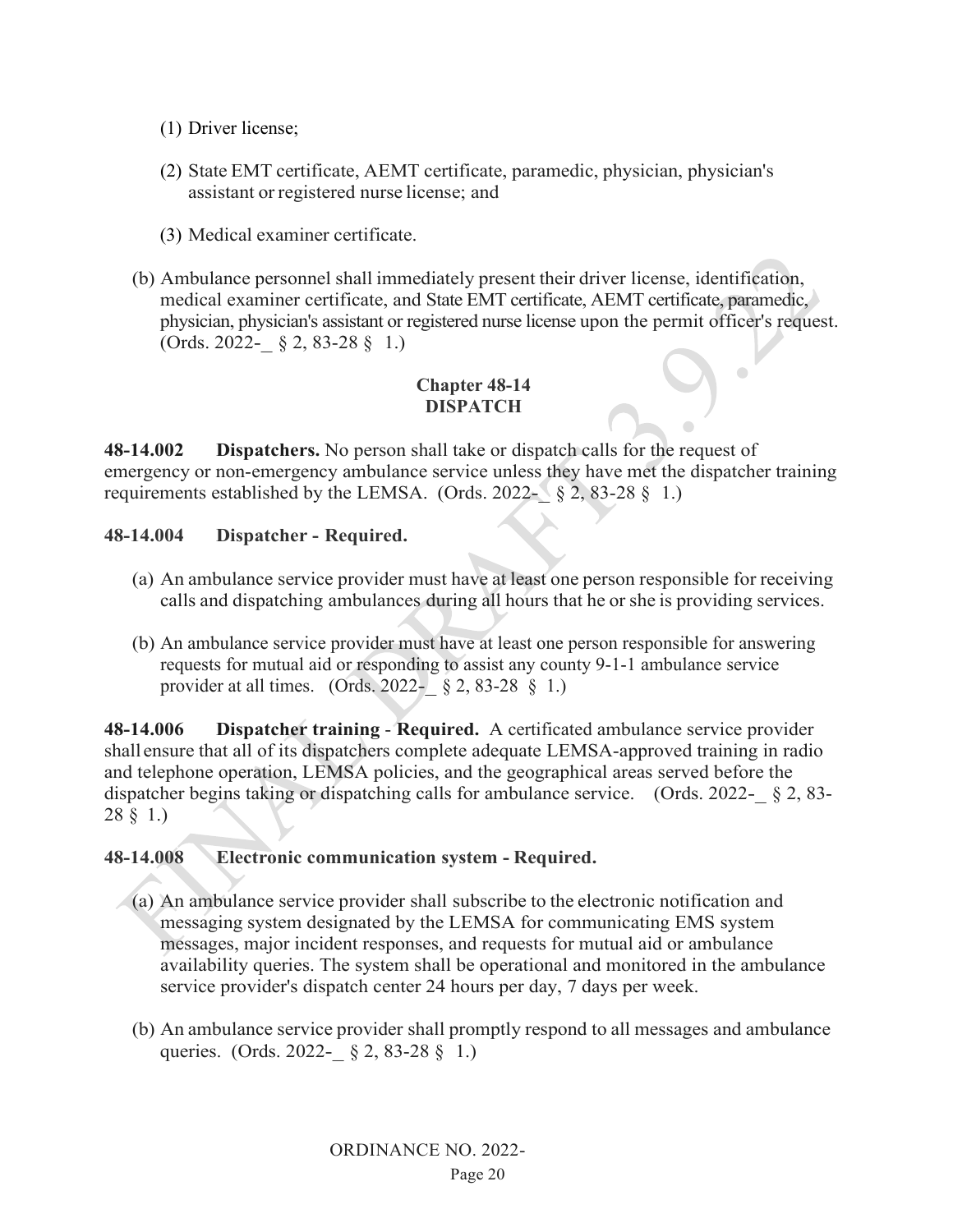(1) Driver license;

(2) State EMT certificate, AEMT certificate, paramedic, physician, physician's assistant or registered nurse license; and

(3) Medical examiner certificate.

(b) Ambulance personnel shall immediately present their driver license, identification, medical examiner certificate, and State EMT certificate, AEMT certificate, paramedic, physician, physician's assistant or registered nurse license upon the permit officer's request. (Ords. 2022-_ § 2, 83-28 § 1.)

## Chapter 48-14
## DISPATCH

**48-14.002 Dispatchers.** No person shall take or dispatch calls for the request of emergency or non-emergency ambulance service unless they have met the dispatcher training requirements established by the LEMSA. (Ords. 2022-_ § 2, 83-28 § 1.)

**48-14.004 Dispatcher - Required.**

(a) An ambulance service provider must have at least one person responsible for receiving calls and dispatching ambulances during all hours that he or she is providing services.

(b) An ambulance service provider must have at least one person responsible for answering requests for mutual aid or responding to assist any county 9-1-1 ambulance service provider at all times. (Ords. 2022-_ § 2, 83-28 § 1.)

**48-14.006 Dispatcher training - Required.** A certificated ambulance service provider shall ensure that all of its dispatchers complete adequate LEMSA-approved training in radio and telephone operation, LEMSA policies, and the geographical areas served before the dispatcher begins taking or dispatching calls for ambulance service. (Ords. 2022-_ § 2, 83-28 § 1.)

**48-14.008 Electronic communication system - Required.**

(a) An ambulance service provider shall subscribe to the electronic notification and messaging system designated by the LEMSA for communicating EMS system messages, major incident responses, and requests for mutual aid or ambulance availability queries. The system shall be operational and monitored in the ambulance service provider's dispatch center 24 hours per day, 7 days per week.

(b) An ambulance service provider shall promptly respond to all messages and ambulance queries. (Ords. 2022-_ § 2, 83-28 § 1.)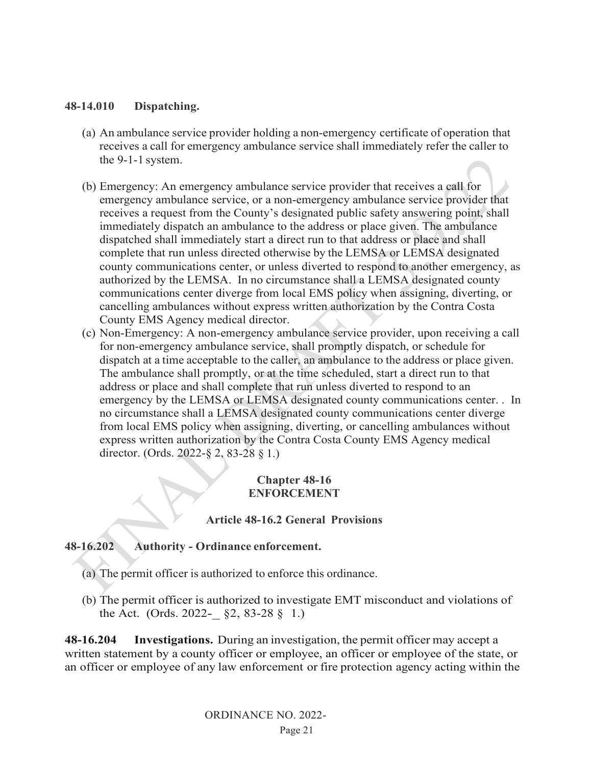**48-14.010 Dispatching.**

(a) An ambulance service provider holding a non-emergency certificate of operation that receives a call for emergency ambulance service shall immediately refer the caller to the 9-1-1 system.

(b) Emergency: An emergency ambulance service provider that receives a call for emergency ambulance service, or a non-emergency ambulance service provider that receives a request from the County's designated public safety answering point, shall immediately dispatch an ambulance to the address or place given. The ambulance dispatched shall immediately start a direct run to that address or place and shall complete that run unless directed otherwise by the LEMSA or LEMSA designated county communications center, or unless diverted to respond to another emergency, as authorized by the LEMSA. In no circumstance shall a LEMSA designated county communications center diverge from local EMS policy when assigning, diverting, or cancelling ambulances without express written authorization by the Contra Costa County EMS Agency medical director.

(c) Non-Emergency: A non-emergency ambulance service provider, upon receiving a call for non-emergency ambulance service, shall promptly dispatch, or schedule for dispatch at a time acceptable to the caller, an ambulance to the address or place given. The ambulance shall promptly, or at the time scheduled, start a direct run to that address or place and shall complete that run unless diverted to respond to an emergency by the LEMSA or LEMSA designated county communications center. . In no circumstance shall a LEMSA designated county communications center diverge from local EMS policy when assigning, diverting, or cancelling ambulances without express written authorization by the Contra Costa County EMS Agency medical director. (Ords. 2022-§ 2, 83-28 § 1.)

## Chapter 48-16
## ENFORCEMENT

### Article 48-16.2 General Provisions

**48-16.202 Authority - Ordinance enforcement.**

(a) The permit officer is authorized to enforce this ordinance.

(b) The permit officer is authorized to investigate EMT misconduct and violations of the Act. (Ords. 2022-_ §2, 83-28 § 1.)

**48-16.204 Investigations.** During an investigation, the permit officer may accept a written statement by a county officer or employee, an officer or employee of the state, or an officer or employee of any law enforcement or fire protection agency acting within the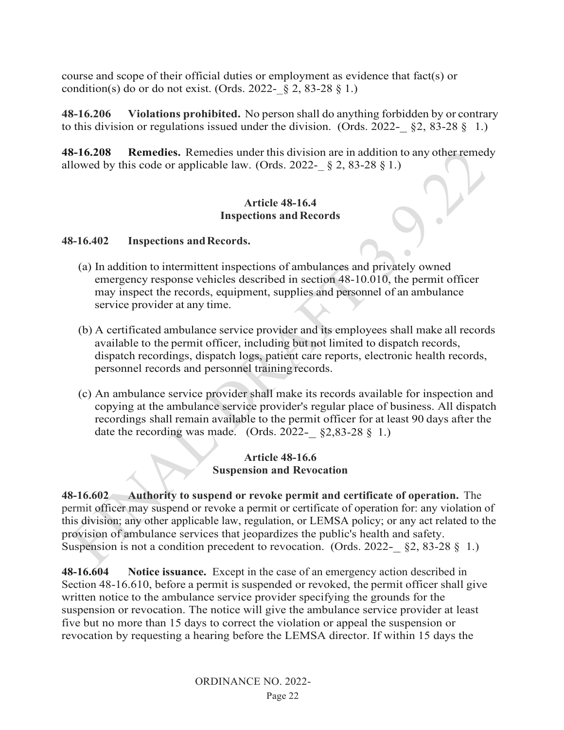course and scope of their official duties or employment as evidence that fact(s) or condition(s) do or do not exist. (Ords. 2022-_ § 2, 83-28 § 1.)

**48-16.206 Violations prohibited.** No person shall do anything forbidden by or contrary to this division or regulations issued under the division. (Ords. 2022-_ §2, 83-28 § 1.)

**48-16.208 Remedies.** Remedies under this division are in addition to any other remedy allowed by this code or applicable law. (Ords. 2022-_ § 2, 83-28 § 1.)

**Article 48-16.4**
**Inspections and Records**

**48-16.402 Inspections and Records.**

(a) In addition to intermittent inspections of ambulances and privately owned emergency response vehicles described in section 48-10.010, the permit officer may inspect the records, equipment, supplies and personnel of an ambulance service provider at any time.

(b) A certificated ambulance service provider and its employees shall make all records available to the permit officer, including but not limited to dispatch records, dispatch recordings, dispatch logs, patient care reports, electronic health records, personnel records and personnel training records.

(c) An ambulance service provider shall make its records available for inspection and copying at the ambulance service provider's regular place of business. All dispatch recordings shall remain available to the permit officer for at least 90 days after the date the recording was made. (Ords. 2022-_ §2,83-28 § 1.)

**Article 48-16.6**
**Suspension and Revocation**

**48-16.602 Authority to suspend or revoke permit and certificate of operation.** The permit officer may suspend or revoke a permit or certificate of operation for: any violation of this division; any other applicable law, regulation, or LEMSA policy; or any act related to the provision of ambulance services that jeopardizes the public's health and safety. Suspension is not a condition precedent to revocation. (Ords. 2022-_ §2, 83-28 § 1.)

**48-16.604 Notice issuance.** Except in the case of an emergency action described in Section 48-16.610, before a permit is suspended or revoked, the permit officer shall give written notice to the ambulance service provider specifying the grounds for the suspension or revocation. The notice will give the ambulance service provider at least five but no more than 15 days to correct the violation or appeal the suspension or revocation by requesting a hearing before the LEMSA director. If within 15 days the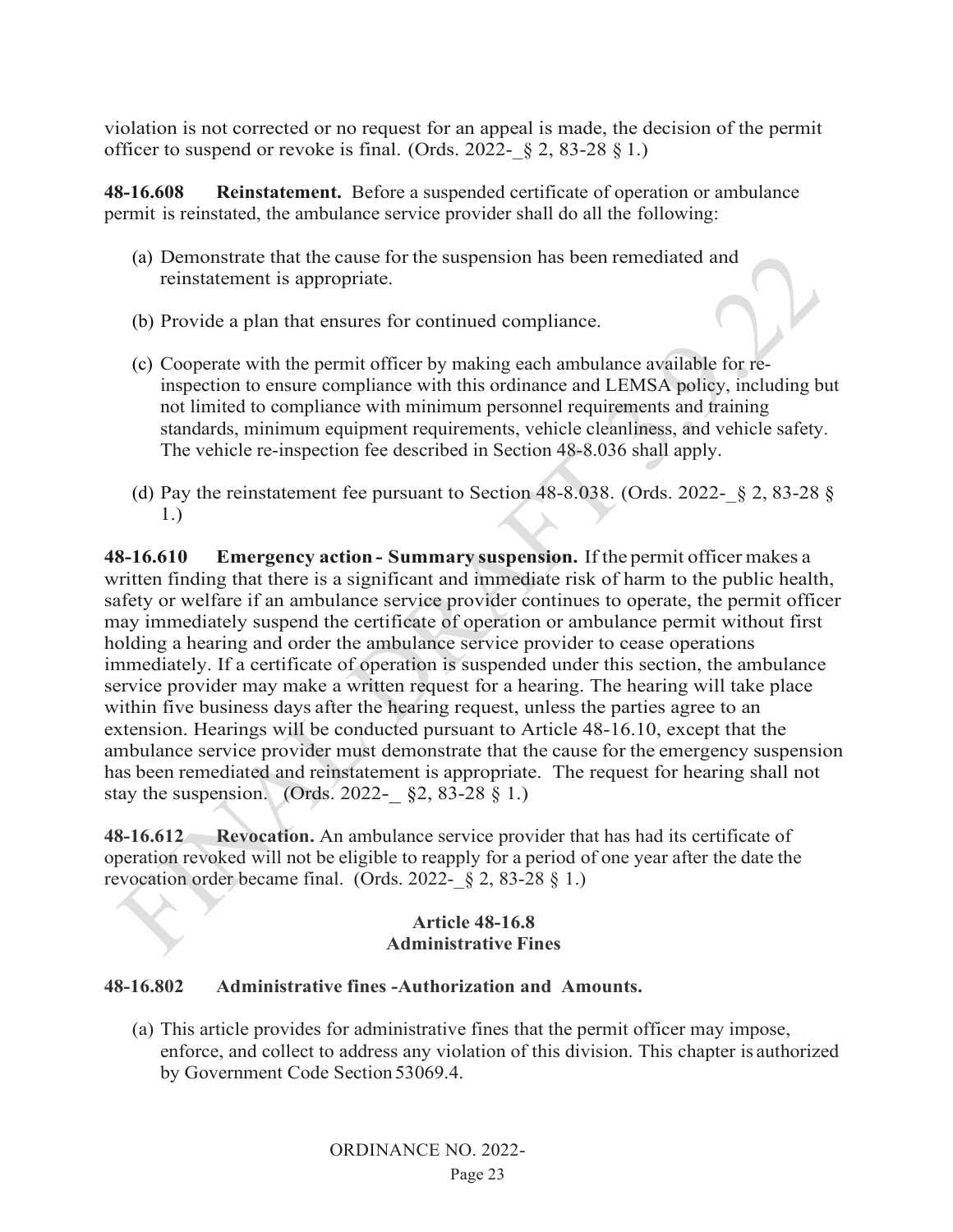violation is not corrected or no request for an appeal is made, the decision of the permit officer to suspend or revoke is final. (Ords. 2022-_§ 2, 83-28 § 1.)

**48-16.608 Reinstatement.** Before a suspended certificate of operation or ambulance permit is reinstated, the ambulance service provider shall do all the following:

(a) Demonstrate that the cause for the suspension has been remediated and reinstatement is appropriate.

(b) Provide a plan that ensures for continued compliance.

(c) Cooperate with the permit officer by making each ambulance available for re-inspection to ensure compliance with this ordinance and LEMSA policy, including but not limited to compliance with minimum personnel requirements and training standards, minimum equipment requirements, vehicle cleanliness, and vehicle safety. The vehicle re-inspection fee described in Section 48-8.036 shall apply.

(d) Pay the reinstatement fee pursuant to Section 48-8.038. (Ords. 2022-_§ 2, 83-28 § 1.)

**48-16.610 Emergency action - Summary suspension.** If the permit officer makes a written finding that there is a significant and immediate risk of harm to the public health, safety or welfare if an ambulance service provider continues to operate, the permit officer may immediately suspend the certificate of operation or ambulance permit without first holding a hearing and order the ambulance service provider to cease operations immediately. If a certificate of operation is suspended under this section, the ambulance service provider may make a written request for a hearing. The hearing will take place within five business days after the hearing request, unless the parties agree to an extension. Hearings will be conducted pursuant to Article 48-16.10, except that the ambulance service provider must demonstrate that the cause for the emergency suspension has been remediated and reinstatement is appropriate. The request for hearing shall not stay the suspension. (Ords. 2022-_ §2, 83-28 § 1.)

**48-16.612 Revocation.** An ambulance service provider that has had its certificate of operation revoked will not be eligible to reapply for a period of one year after the date the revocation order became final. (Ords. 2022-_§ 2, 83-28 § 1.)

## Article 48-16.8
## Administrative Fines

**48-16.802 Administrative fines -Authorization and Amounts.**

(a) This article provides for administrative fines that the permit officer may impose, enforce, and collect to address any violation of this division. This chapter is authorized by Government Code Section 53069.4.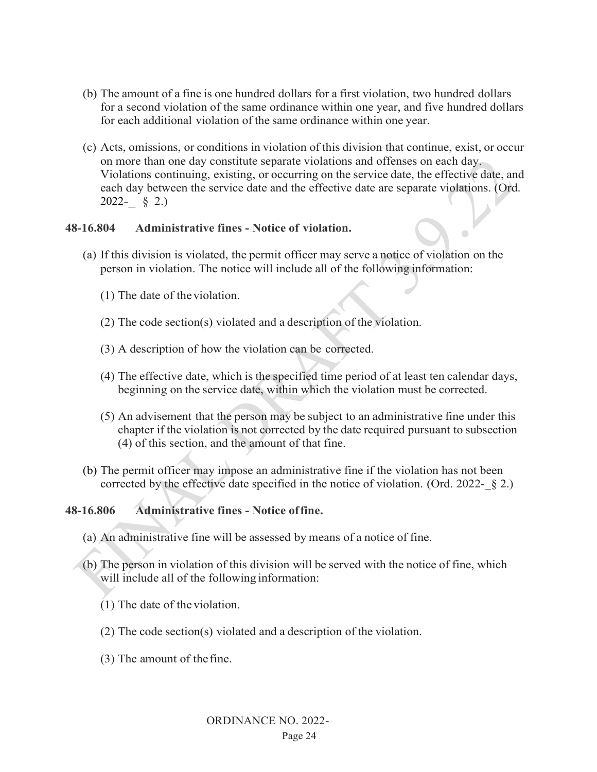(b) The amount of a fine is one hundred dollars for a first violation, two hundred dollars for a second violation of the same ordinance within one year, and five hundred dollars for each additional violation of the same ordinance within one year.

(c) Acts, omissions, or conditions in violation of this division that continue, exist, or occur on more than one day constitute separate violations and offenses on each day. Violations continuing, existing, or occurring on the service date, the effective date, and each day between the service date and the effective date are separate violations. (Ord. 2022-_ § 2.)

**48-16.804 Administrative fines - Notice of violation.**

(a) If this division is violated, the permit officer may serve a notice of violation on the person in violation. The notice will include all of the following information:

(1) The date of the violation.

(2) The code section(s) violated and a description of the violation.

(3) A description of how the violation can be corrected.

(4) The effective date, which is the specified time period of at least ten calendar days, beginning on the service date, within which the violation must be corrected.

(5) An advisement that the person may be subject to an administrative fine under this chapter if the violation is not corrected by the date required pursuant to subsection (4) of this section, and the amount of that fine.

(b) The permit officer may impose an administrative fine if the violation has not been corrected by the effective date specified in the notice of violation. (Ord. 2022-_§ 2.)

**48-16.806 Administrative fines - Notice of fine.**

(a) An administrative fine will be assessed by means of a notice of fine.

(b) The person in violation of this division will be served with the notice of fine, which will include all of the following information:

(1) The date of the violation.

(2) The code section(s) violated and a description of the violation.

(3) The amount of the fine.

ORDINANCE NO. 2022-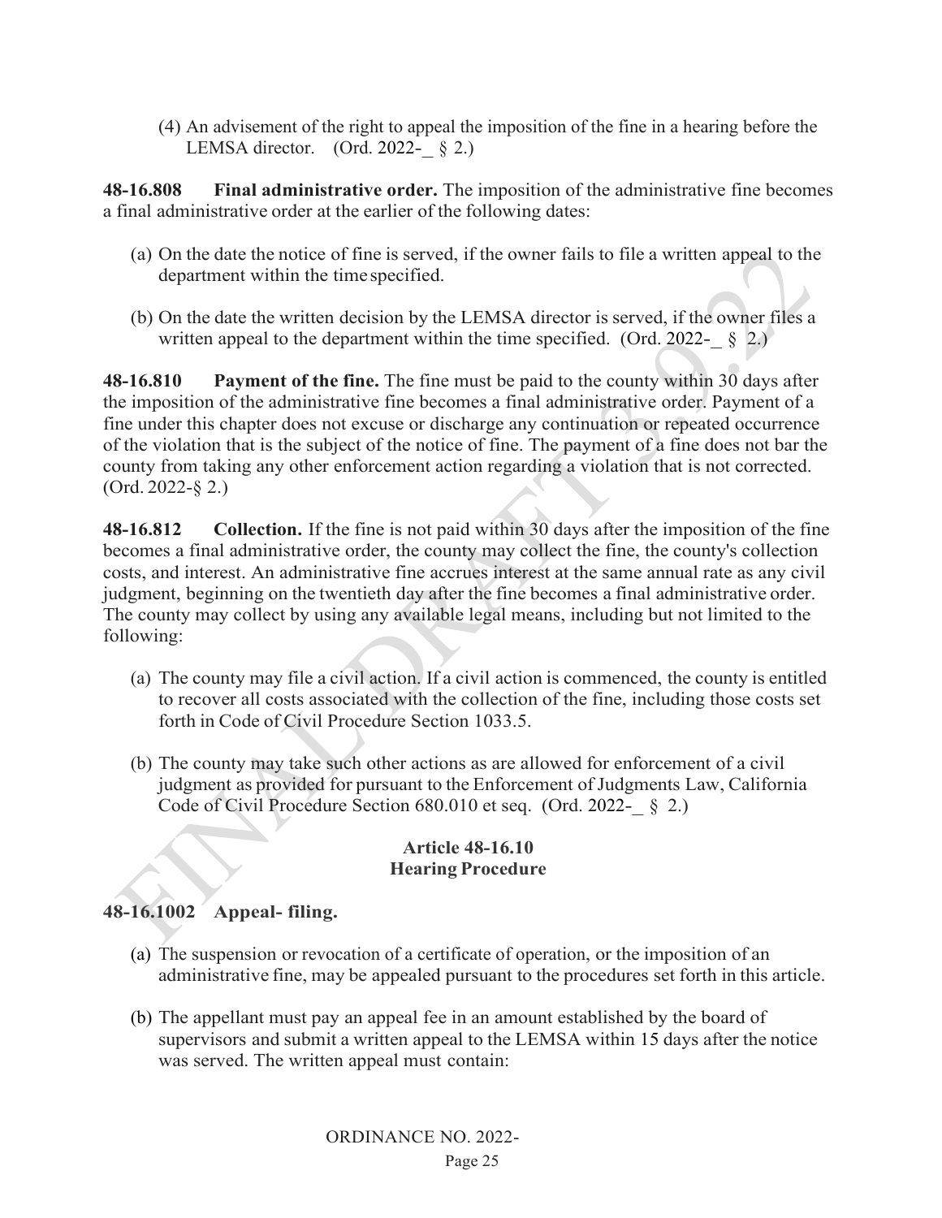(4) An advisement of the right to appeal the imposition of the fine in a hearing before the LEMSA director. (Ord. 2022-_ § 2.)

**48-16.808 Final administrative order.** The imposition of the administrative fine becomes a final administrative order at the earlier of the following dates:

(a) On the date the notice of fine is served, if the owner fails to file a written appeal to the department within the time specified.

(b) On the date the written decision by the LEMSA director is served, if the owner files a written appeal to the department within the time specified. (Ord. 2022-_ § 2.)

**48-16.810 Payment of the fine.** The fine must be paid to the county within 30 days after the imposition of the administrative fine becomes a final administrative order. Payment of a fine under this chapter does not excuse or discharge any continuation or repeated occurrence of the violation that is the subject of the notice of fine. The payment of a fine does not bar the county from taking any other enforcement action regarding a violation that is not corrected. (Ord. 2022-§ 2.)

**48-16.812 Collection.** If the fine is not paid within 30 days after the imposition of the fine becomes a final administrative order, the county may collect the fine, the county's collection costs, and interest. An administrative fine accrues interest at the same annual rate as any civil judgment, beginning on the twentieth day after the fine becomes a final administrative order. The county may collect by using any available legal means, including but not limited to the following:

(a) The county may file a civil action. If a civil action is commenced, the county is entitled to recover all costs associated with the collection of the fine, including those costs set forth in Code of Civil Procedure Section 1033.5.

(b) The county may take such other actions as are allowed for enforcement of a civil judgment as provided for pursuant to the Enforcement of Judgments Law, California Code of Civil Procedure Section 680.010 et seq. (Ord. 2022-_ § 2.)

## Article 48-16.10
## Hearing Procedure

**48-16.1002 Appeal- filing.**

(a) The suspension or revocation of a certificate of operation, or the imposition of an administrative fine, may be appealed pursuant to the procedures set forth in this article.

(b) The appellant must pay an appeal fee in an amount established by the board of supervisors and submit a written appeal to the LEMSA within 15 days after the notice was served. The written appeal must contain:

ORDINANCE NO. 2022-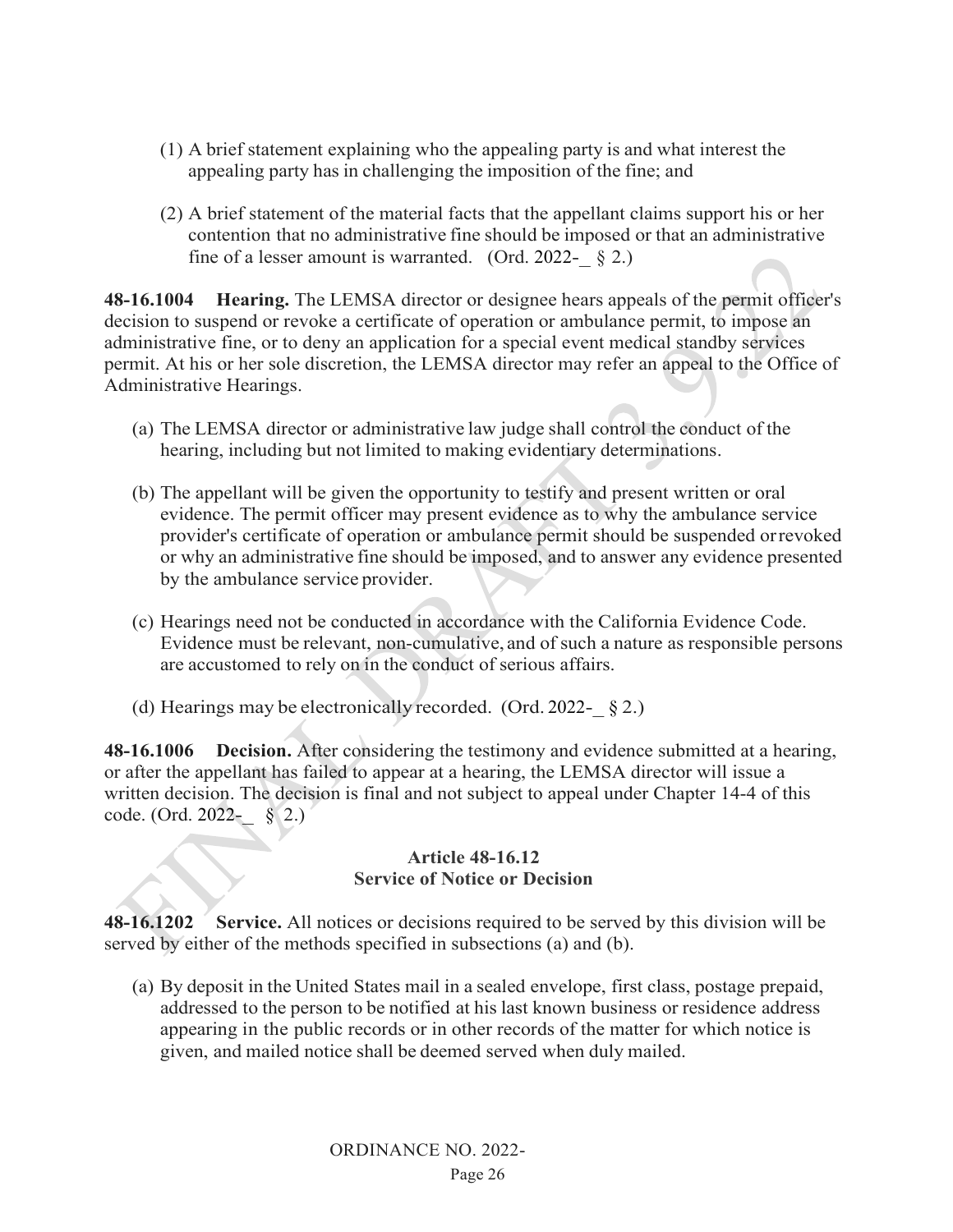(1) A brief statement explaining who the appealing party is and what interest the appealing party has in challenging the imposition of the fine; and

(2) A brief statement of the material facts that the appellant claims support his or her contention that no administrative fine should be imposed or that an administrative fine of a lesser amount is warranted. (Ord. 2022-_ § 2.)

**48-16.1004 Hearing.** The LEMSA director or designee hears appeals of the permit officer's decision to suspend or revoke a certificate of operation or ambulance permit, to impose an administrative fine, or to deny an application for a special event medical standby services permit. At his or her sole discretion, the LEMSA director may refer an appeal to the Office of Administrative Hearings.

(a) The LEMSA director or administrative law judge shall control the conduct of the hearing, including but not limited to making evidentiary determinations.

(b) The appellant will be given the opportunity to testify and present written or oral evidence. The permit officer may present evidence as to why the ambulance service provider's certificate of operation or ambulance permit should be suspended or revoked or why an administrative fine should be imposed, and to answer any evidence presented by the ambulance service provider.

(c) Hearings need not be conducted in accordance with the California Evidence Code. Evidence must be relevant, non-cumulative, and of such a nature as responsible persons are accustomed to rely on in the conduct of serious affairs.

(d) Hearings may be electronically recorded. (Ord. 2022-_ § 2.)

**48-16.1006 Decision.** After considering the testimony and evidence submitted at a hearing, or after the appellant has failed to appear at a hearing, the LEMSA director will issue a written decision. The decision is final and not subject to appeal under Chapter 14-4 of this code. (Ord. 2022-_ § 2.)

**Article 48-16.12**
**Service of Notice or Decision**

**48-16.1202 Service.** All notices or decisions required to be served by this division will be served by either of the methods specified in subsections (a) and (b).

(a) By deposit in the United States mail in a sealed envelope, first class, postage prepaid, addressed to the person to be notified at his last known business or residence address appearing in the public records or in other records of the matter for which notice is given, and mailed notice shall be deemed served when duly mailed.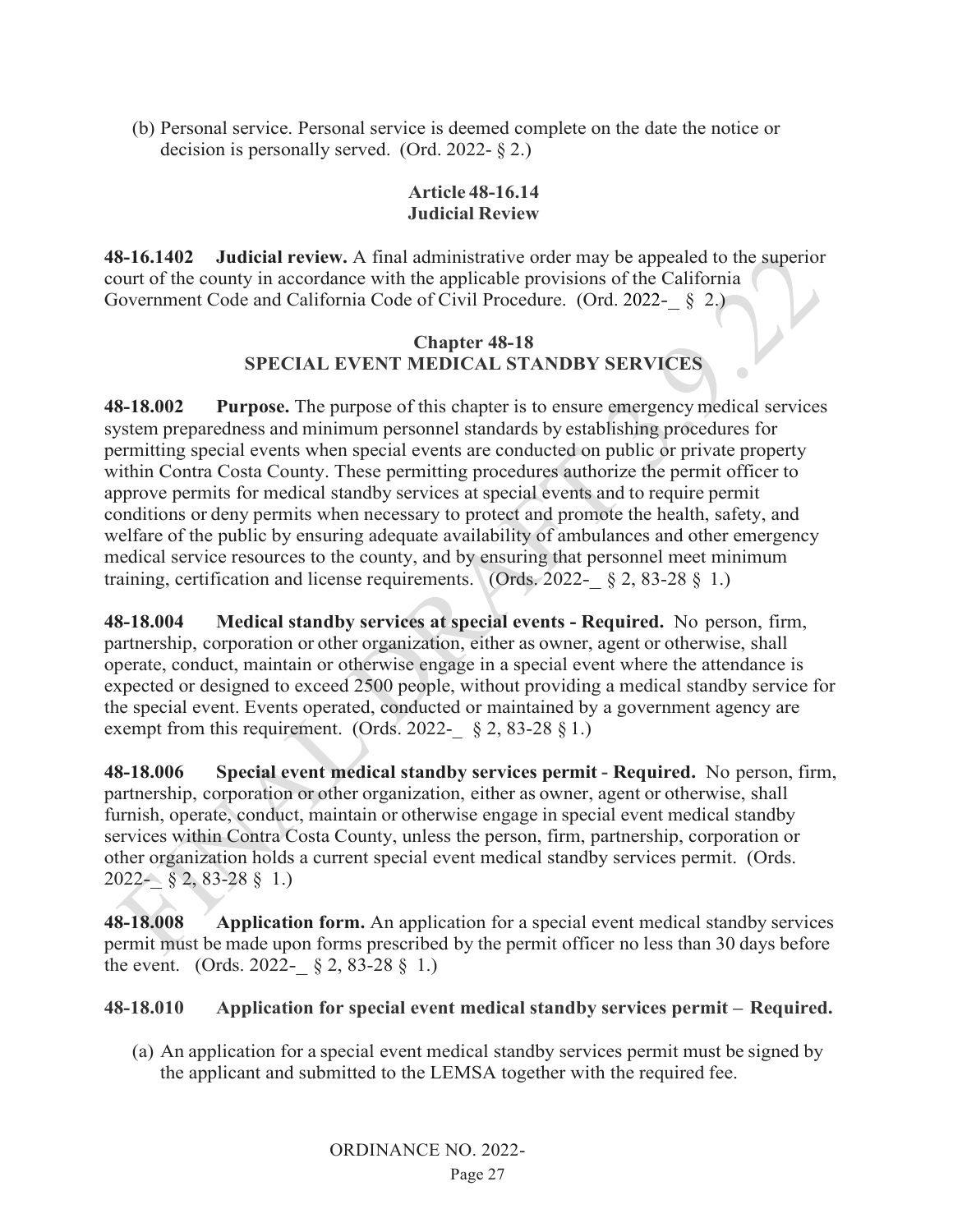(b) Personal service. Personal service is deemed complete on the date the notice or decision is personally served. (Ord. 2022- § 2.)

### Article 48-16.14
### Judicial Review

**48-16.1402 Judicial review.** A final administrative order may be appealed to the superior court of the county in accordance with the applicable provisions of the California Government Code and California Code of Civil Procedure. (Ord. 2022-_ § 2.)

## Chapter 48-18
## SPECIAL EVENT MEDICAL STANDBY SERVICES

**48-18.002 Purpose.** The purpose of this chapter is to ensure emergency medical services system preparedness and minimum personnel standards by establishing procedures for permitting special events when special events are conducted on public or private property within Contra Costa County. These permitting procedures authorize the permit officer to approve permits for medical standby services at special events and to require permit conditions or deny permits when necessary to protect and promote the health, safety, and welfare of the public by ensuring adequate availability of ambulances and other emergency medical service resources to the county, and by ensuring that personnel meet minimum training, certification and license requirements. (Ords. 2022-_ § 2, 83-28 § 1.)

**48-18.004 Medical standby services at special events - Required.** No person, firm, partnership, corporation or other organization, either as owner, agent or otherwise, shall operate, conduct, maintain or otherwise engage in a special event where the attendance is expected or designed to exceed 2500 people, without providing a medical standby service for the special event. Events operated, conducted or maintained by a government agency are exempt from this requirement. (Ords. 2022-_ § 2, 83-28 § 1.)

**48-18.006 Special event medical standby services permit - Required.** No person, firm, partnership, corporation or other organization, either as owner, agent or otherwise, shall furnish, operate, conduct, maintain or otherwise engage in special event medical standby services within Contra Costa County, unless the person, firm, partnership, corporation or other organization holds a current special event medical standby services permit. (Ords. 2022-_ § 2, 83-28 § 1.)

**48-18.008 Application form.** An application for a special event medical standby services permit must be made upon forms prescribed by the permit officer no less than 30 days before the event. (Ords. 2022-_ § 2, 83-28 § 1.)

**48-18.010 Application for special event medical standby services permit – Required.**

(a) An application for a special event medical standby services permit must be signed by the applicant and submitted to the LEMSA together with the required fee.

ORDINANCE NO. 2022-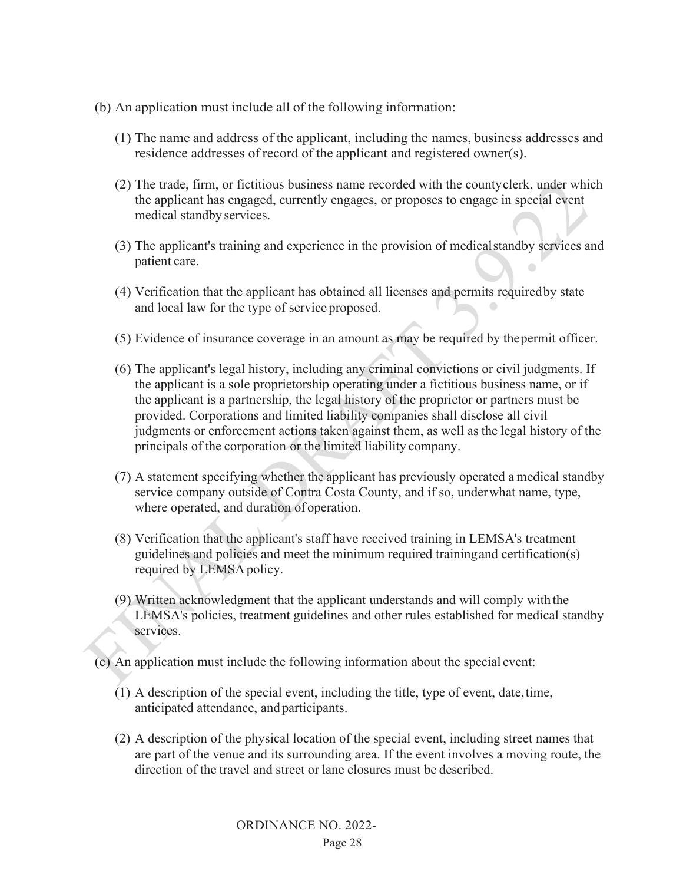(b) An application must include all of the following information:

(1) The name and address of the applicant, including the names, business addresses and residence addresses of record of the applicant and registered owner(s).

(2) The trade, firm, or fictitious business name recorded with the county clerk, under which the applicant has engaged, currently engages, or proposes to engage in special event medical standby services.

(3) The applicant's training and experience in the provision of medical standby services and patient care.

(4) Verification that the applicant has obtained all licenses and permits required by state and local law for the type of service proposed.

(5) Evidence of insurance coverage in an amount as may be required by the permit officer.

(6) The applicant's legal history, including any criminal convictions or civil judgments. If the applicant is a sole proprietorship operating under a fictitious business name, or if the applicant is a partnership, the legal history of the proprietor or partners must be provided. Corporations and limited liability companies shall disclose all civil judgments or enforcement actions taken against them, as well as the legal history of the principals of the corporation or the limited liability company.

(7) A statement specifying whether the applicant has previously operated a medical standby service company outside of Contra Costa County, and if so, under what name, type, where operated, and duration of operation.

(8) Verification that the applicant's staff have received training in LEMSA's treatment guidelines and policies and meet the minimum required training and certification(s) required by LEMSA policy.

(9) Written acknowledgment that the applicant understands and will comply with the LEMSA's policies, treatment guidelines and other rules established for medical standby services.

(c) An application must include the following information about the special event:

(1) A description of the special event, including the title, type of event, date, time, anticipated attendance, and participants.

(2) A description of the physical location of the special event, including street names that are part of the venue and its surrounding area. If the event involves a moving route, the direction of the travel and street or lane closures must be described.

ORDINANCE NO. 2022-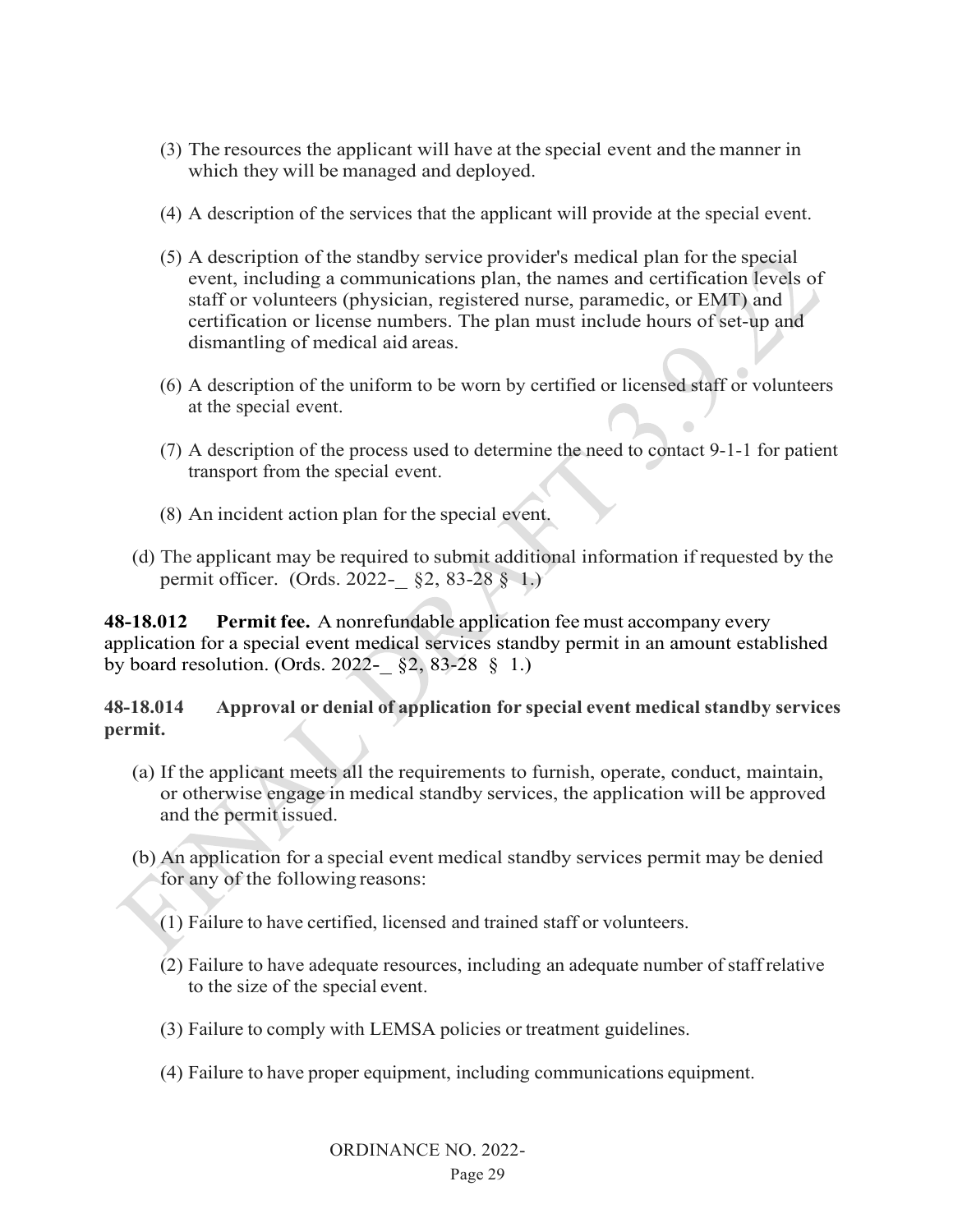(3) The resources the applicant will have at the special event and the manner in which they will be managed and deployed.

(4) A description of the services that the applicant will provide at the special event.

(5) A description of the standby service provider's medical plan for the special event, including a communications plan, the names and certification levels of staff or volunteers (physician, registered nurse, paramedic, or EMT) and certification or license numbers. The plan must include hours of set-up and dismantling of medical aid areas.

(6) A description of the uniform to be worn by certified or licensed staff or volunteers at the special event.

(7) A description of the process used to determine the need to contact 9-1-1 for patient transport from the special event.

(8) An incident action plan for the special event.

(d) The applicant may be required to submit additional information if requested by the permit officer. (Ords. 2022-_ §2, 83-28 § 1.)

**48-18.012 Permit fee.** A nonrefundable application fee must accompany every application for a special event medical services standby permit in an amount established by board resolution. (Ords. 2022-_ §2, 83-28 § 1.)

**48-18.014 Approval or denial of application for special event medical standby services permit.**

(a) If the applicant meets all the requirements to furnish, operate, conduct, maintain, or otherwise engage in medical standby services, the application will be approved and the permit issued.

(b) An application for a special event medical standby services permit may be denied for any of the following reasons:

(1) Failure to have certified, licensed and trained staff or volunteers.

(2) Failure to have adequate resources, including an adequate number of staff relative to the size of the special event.

(3) Failure to comply with LEMSA policies or treatment guidelines.

(4) Failure to have proper equipment, including communications equipment.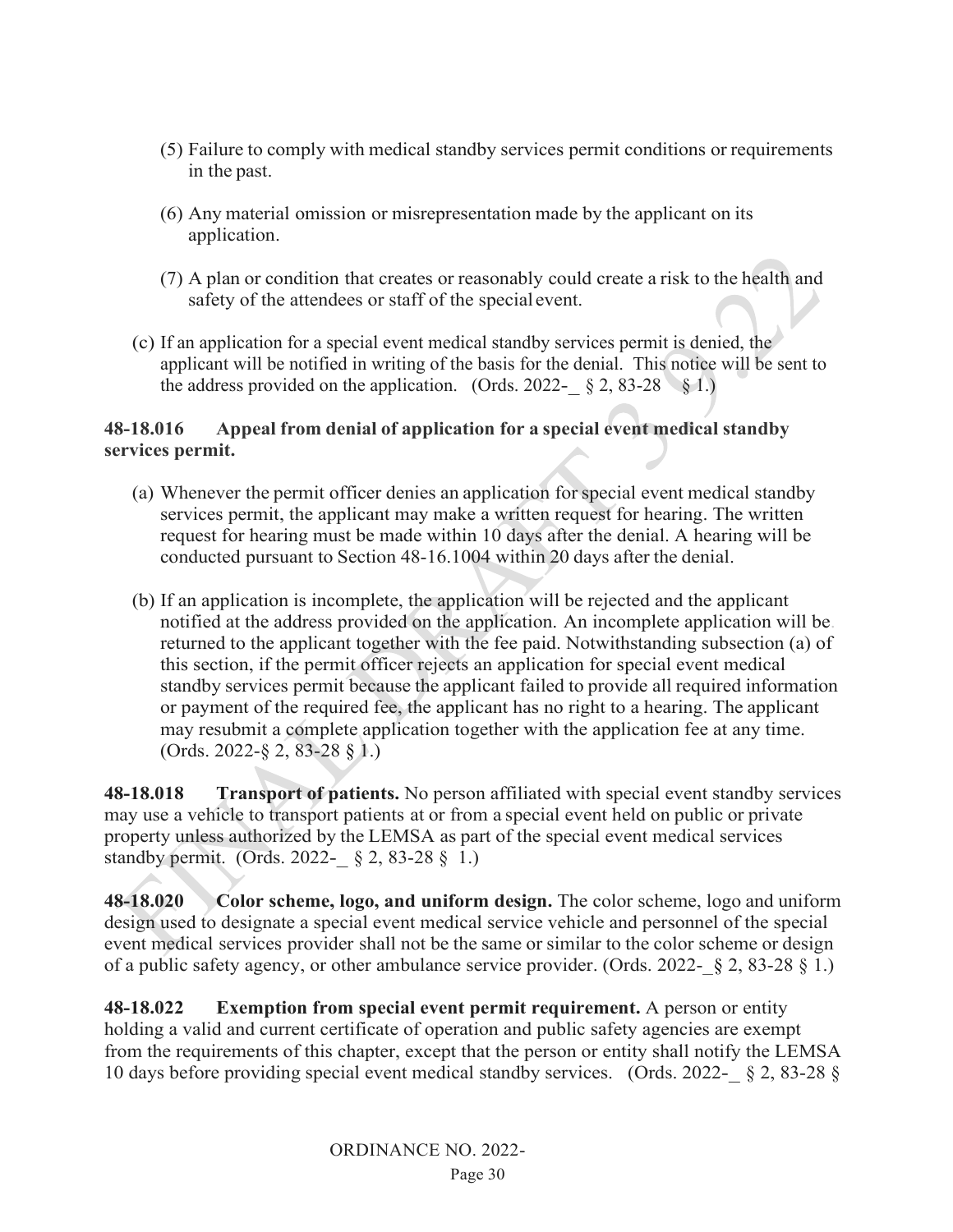(5) Failure to comply with medical standby services permit conditions or requirements in the past.

(6) Any material omission or misrepresentation made by the applicant on its application.

(7) A plan or condition that creates or reasonably could create a risk to the health and safety of the attendees or staff of the special event.

(c) If an application for a special event medical standby services permit is denied, the applicant will be notified in writing of the basis for the denial. This notice will be sent to the address provided on the application. (Ords. 2022-_ § 2, 83-28 § 1.)

**48-18.016 Appeal from denial of application for a special event medical standby services permit.**

(a) Whenever the permit officer denies an application for special event medical standby services permit, the applicant may make a written request for hearing. The written request for hearing must be made within 10 days after the denial. A hearing will be conducted pursuant to Section 48-16.1004 within 20 days after the denial.

(b) If an application is incomplete, the application will be rejected and the applicant notified at the address provided on the application. An incomplete application will be returned to the applicant together with the fee paid. Notwithstanding subsection (a) of this section, if the permit officer rejects an application for special event medical standby services permit because the applicant failed to provide all required information or payment of the required fee, the applicant has no right to a hearing. The applicant may resubmit a complete application together with the application fee at any time. (Ords. 2022-§ 2, 83-28 § 1.)

**48-18.018 Transport of patients.** No person affiliated with special event standby services may use a vehicle to transport patients at or from a special event held on public or private property unless authorized by the LEMSA as part of the special event medical services standby permit. (Ords. 2022-_ § 2, 83-28 § 1.)

**48-18.020 Color scheme, logo, and uniform design.** The color scheme, logo and uniform design used to designate a special event medical service vehicle and personnel of the special event medical services provider shall not be the same or similar to the color scheme or design of a public safety agency, or other ambulance service provider. (Ords. 2022-_§ 2, 83-28 § 1.)

**48-18.022 Exemption from special event permit requirement.** A person or entity holding a valid and current certificate of operation and public safety agencies are exempt from the requirements of this chapter, except that the person or entity shall notify the LEMSA 10 days before providing special event medical standby services. (Ords. 2022-_ § 2, 83-28 §

ORDINANCE NO. 2022-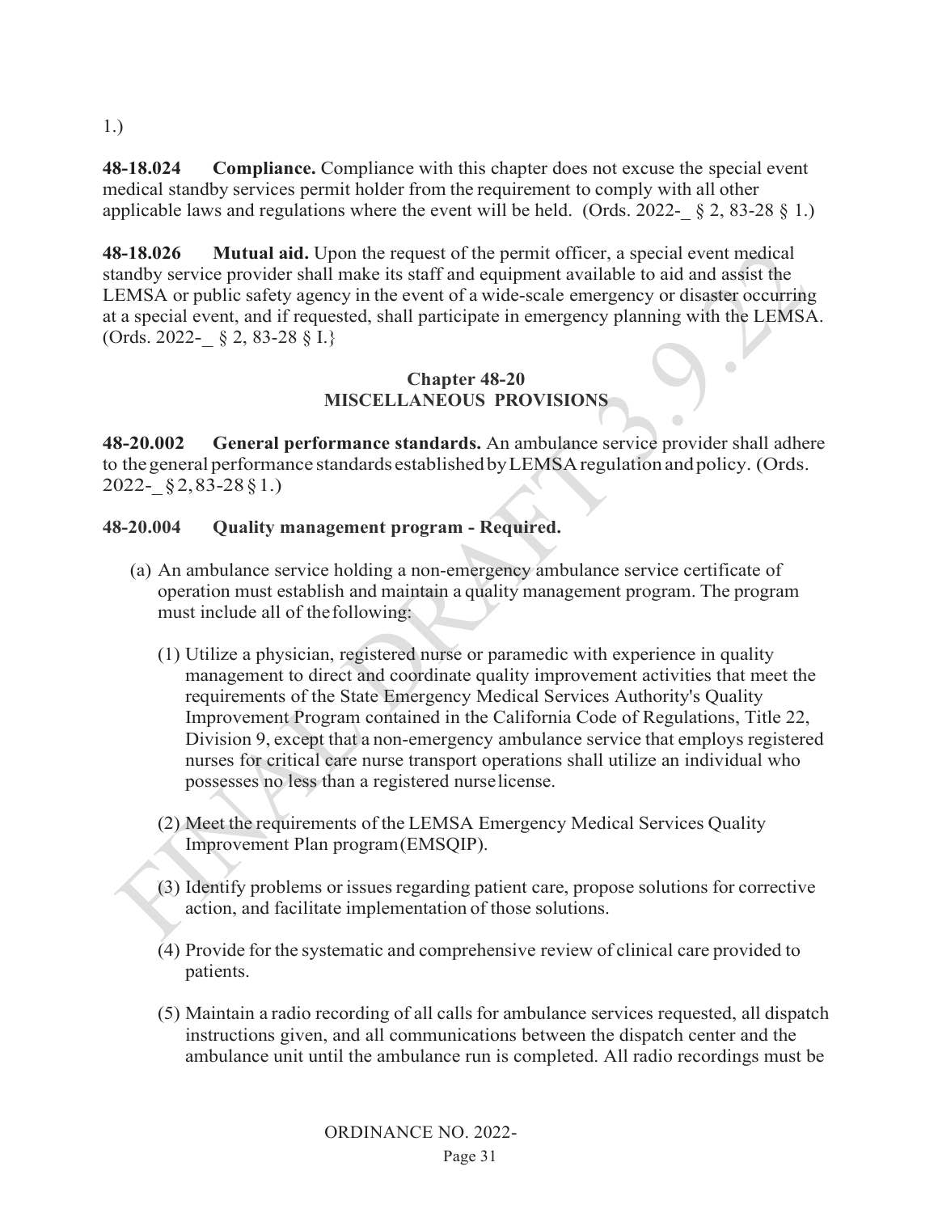1.)

**48-18.024 Compliance.** Compliance with this chapter does not excuse the special event medical standby services permit holder from the requirement to comply with all other applicable laws and regulations where the event will be held. (Ords. 2022-_ § 2, 83-28 § 1.)

**48-18.026 Mutual aid.** Upon the request of the permit officer, a special event medical standby service provider shall make its staff and equipment available to aid and assist the LEMSA or public safety agency in the event of a wide-scale emergency or disaster occurring at a special event, and if requested, shall participate in emergency planning with the LEMSA. (Ords. 2022-_ § 2, 83-28 § I.}

## Chapter 48-20
## MISCELLANEOUS PROVISIONS

**48-20.002 General performance standards.** An ambulance service provider shall adhere to the general performance standards established by LEMSA regulation and policy. (Ords. 2022-_ § 2, 83-28 § 1.)

**48-20.004 Quality management program - Required.**

(a) An ambulance service holding a non-emergency ambulance service certificate of operation must establish and maintain a quality management program. The program must include all of the following:

(1) Utilize a physician, registered nurse or paramedic with experience in quality management to direct and coordinate quality improvement activities that meet the requirements of the State Emergency Medical Services Authority's Quality Improvement Program contained in the California Code of Regulations, Title 22, Division 9, except that a non-emergency ambulance service that employs registered nurses for critical care nurse transport operations shall utilize an individual who possesses no less than a registered nurse license.

(2) Meet the requirements of the LEMSA Emergency Medical Services Quality Improvement Plan program (EMSQIP).

(3) Identify problems or issues regarding patient care, propose solutions for corrective action, and facilitate implementation of those solutions.

(4) Provide for the systematic and comprehensive review of clinical care provided to patients.

(5) Maintain a radio recording of all calls for ambulance services requested, all dispatch instructions given, and all communications between the dispatch center and the ambulance unit until the ambulance run is completed. All radio recordings must be

ORDINANCE NO. 2022-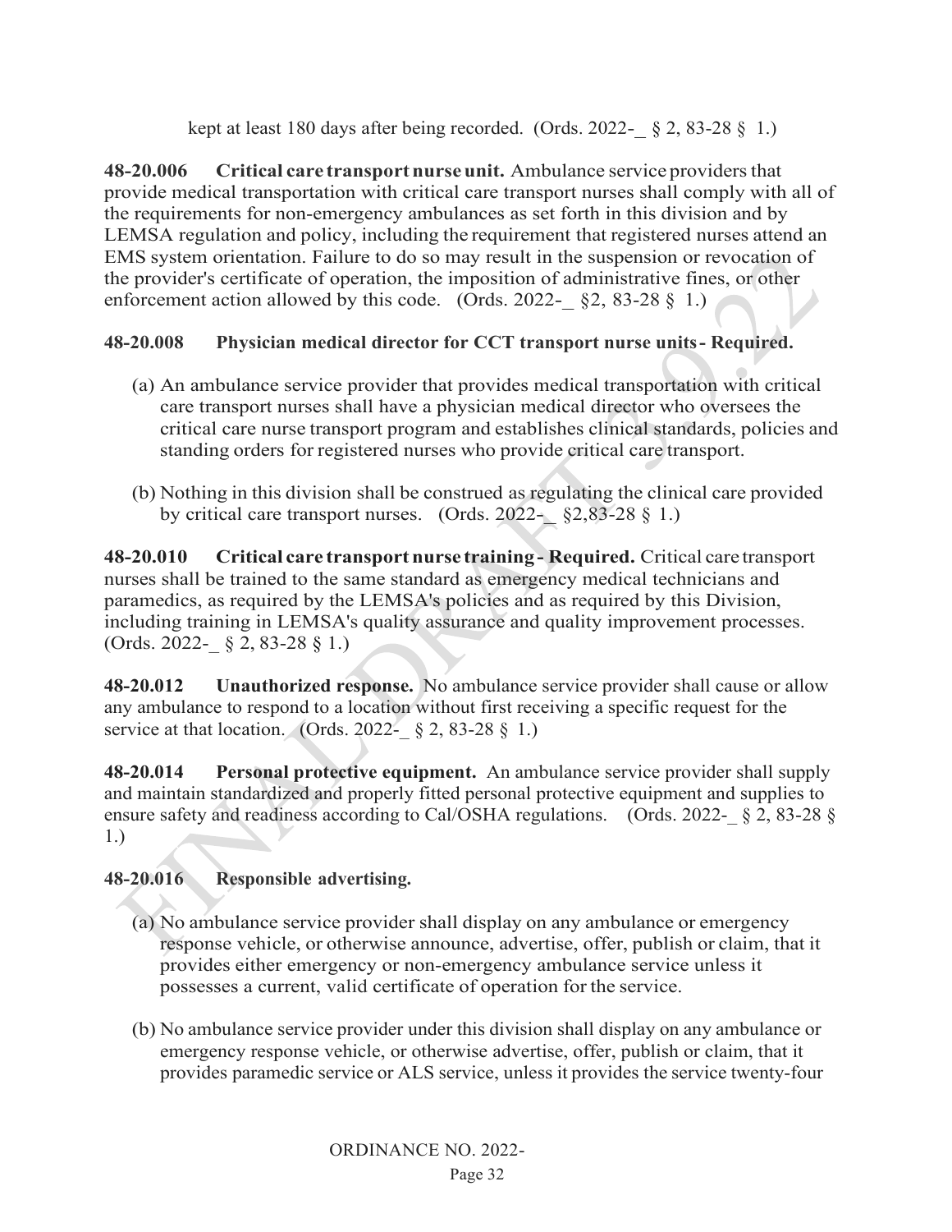kept at least 180 days after being recorded. (Ords. 2022-_ § 2, 83-28 § 1.)

**48-20.006 Critical care transport nurse unit.** Ambulance service providers that provide medical transportation with critical care transport nurses shall comply with all of the requirements for non-emergency ambulances as set forth in this division and by LEMSA regulation and policy, including the requirement that registered nurses attend an EMS system orientation. Failure to do so may result in the suspension or revocation of the provider's certificate of operation, the imposition of administrative fines, or other enforcement action allowed by this code. (Ords. 2022-_ §2, 83-28 § 1.)

**48-20.008 Physician medical director for CCT transport nurse units- Required.**

(a) An ambulance service provider that provides medical transportation with critical care transport nurses shall have a physician medical director who oversees the critical care nurse transport program and establishes clinical standards, policies and standing orders for registered nurses who provide critical care transport.

(b) Nothing in this division shall be construed as regulating the clinical care provided by critical care transport nurses. (Ords. 2022-_ §2,83-28 § 1.)

**48-20.010 Critical care transport nurse training- Required.** Critical care transport nurses shall be trained to the same standard as emergency medical technicians and paramedics, as required by the LEMSA's policies and as required by this Division, including training in LEMSA's quality assurance and quality improvement processes. (Ords. 2022-_ § 2, 83-28 § 1.)

**48-20.012 Unauthorized response.** No ambulance service provider shall cause or allow any ambulance to respond to a location without first receiving a specific request for the service at that location. (Ords. 2022-_ § 2, 83-28 § 1.)

**48-20.014 Personal protective equipment.** An ambulance service provider shall supply and maintain standardized and properly fitted personal protective equipment and supplies to ensure safety and readiness according to Cal/OSHA regulations. (Ords. 2022-_ § 2, 83-28 § 1.)

**48-20.016 Responsible advertising.**

(a) No ambulance service provider shall display on any ambulance or emergency response vehicle, or otherwise announce, advertise, offer, publish or claim, that it provides either emergency or non-emergency ambulance service unless it possesses a current, valid certificate of operation for the service.

(b) No ambulance service provider under this division shall display on any ambulance or emergency response vehicle, or otherwise advertise, offer, publish or claim, that it provides paramedic service or ALS service, unless it provides the service twenty-four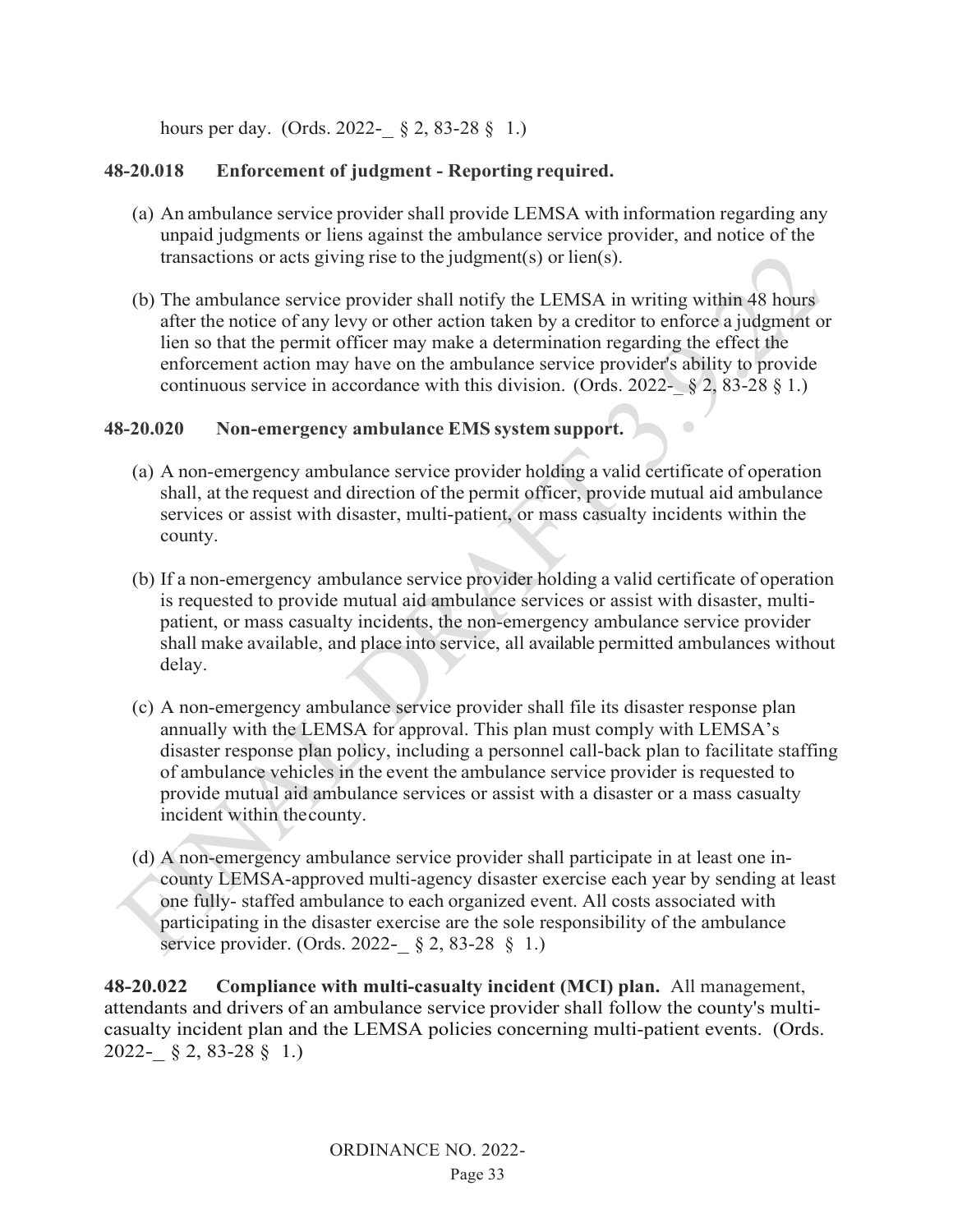hours per day. (Ords. 2022-_ § 2, 83-28 § 1.)

**48-20.018 Enforcement of judgment - Reporting required.**

(a) An ambulance service provider shall provide LEMSA with information regarding any unpaid judgments or liens against the ambulance service provider, and notice of the transactions or acts giving rise to the judgment(s) or lien(s).

(b) The ambulance service provider shall notify the LEMSA in writing within 48 hours after the notice of any levy or other action taken by a creditor to enforce a judgment or lien so that the permit officer may make a determination regarding the effect the enforcement action may have on the ambulance service provider's ability to provide continuous service in accordance with this division. (Ords. 2022-_ § 2, 83-28 § 1.)

**48-20.020 Non-emergency ambulance EMS system support.**

(a) A non-emergency ambulance service provider holding a valid certificate of operation shall, at the request and direction of the permit officer, provide mutual aid ambulance services or assist with disaster, multi-patient, or mass casualty incidents within the county.

(b) If a non-emergency ambulance service provider holding a valid certificate of operation is requested to provide mutual aid ambulance services or assist with disaster, multi-patient, or mass casualty incidents, the non-emergency ambulance service provider shall make available, and place into service, all available permitted ambulances without delay.

(c) A non-emergency ambulance service provider shall file its disaster response plan annually with the LEMSA for approval. This plan must comply with LEMSA's disaster response plan policy, including a personnel call-back plan to facilitate staffing of ambulance vehicles in the event the ambulance service provider is requested to provide mutual aid ambulance services or assist with a disaster or a mass casualty incident within the county.

(d) A non-emergency ambulance service provider shall participate in at least one in-county LEMSA-approved multi-agency disaster exercise each year by sending at least one fully- staffed ambulance to each organized event. All costs associated with participating in the disaster exercise are the sole responsibility of the ambulance service provider. (Ords. 2022-_ § 2, 83-28 § 1.)

**48-20.022 Compliance with multi-casualty incident (MCI) plan.** All management, attendants and drivers of an ambulance service provider shall follow the county's multi-casualty incident plan and the LEMSA policies concerning multi-patient events. (Ords. 2022-_ § 2, 83-28 § 1.)

ORDINANCE NO. 2022-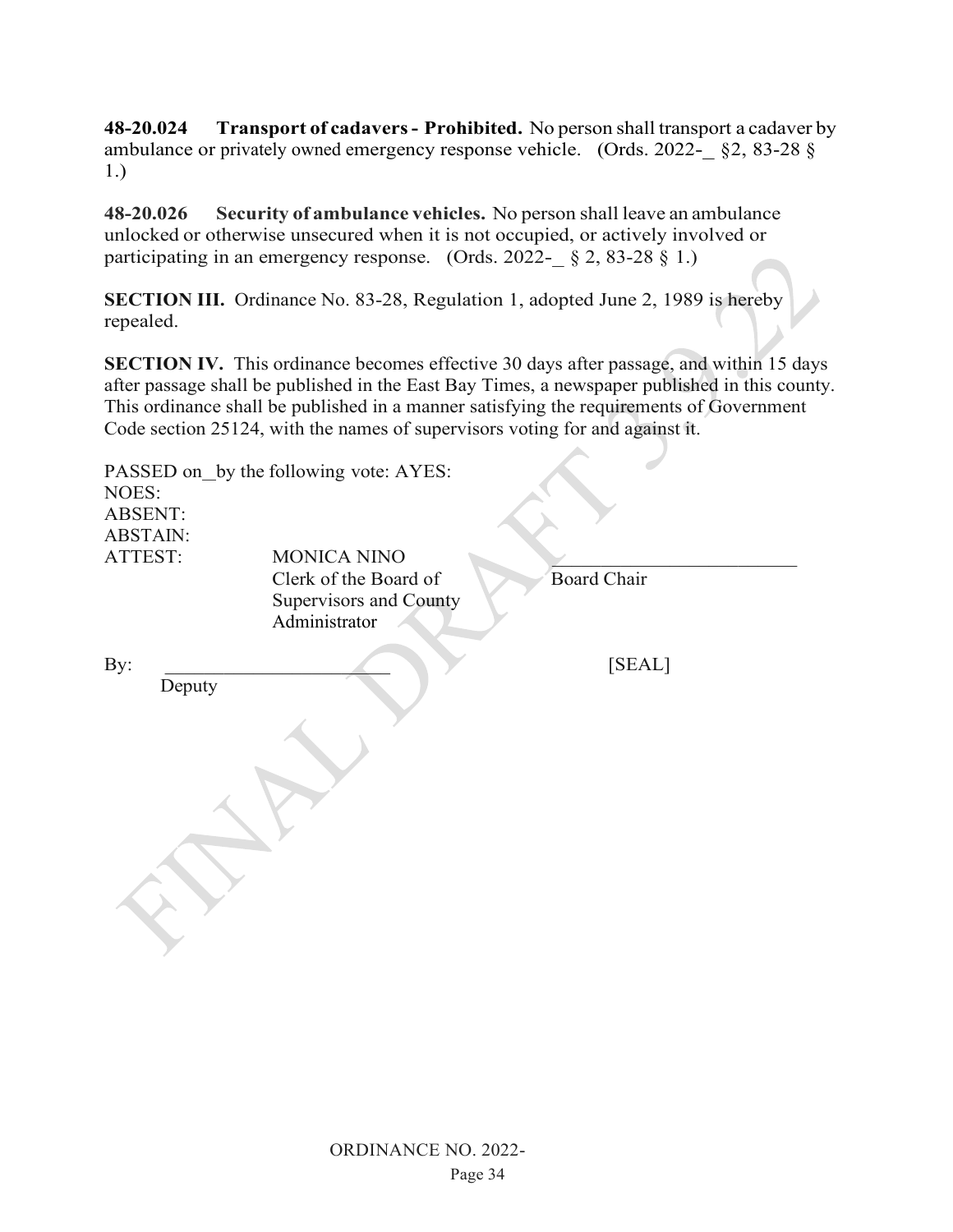**48-20.024 Transport of cadavers - Prohibited.** No person shall transport a cadaver by ambulance or privately owned emergency response vehicle. (Ords. 2022-_ §2, 83-28 § 1.)

**48-20.026 Security of ambulance vehicles.** No person shall leave an ambulance unlocked or otherwise unsecured when it is not occupied, or actively involved or participating in an emergency response. (Ords. 2022-_ § 2, 83-28 § 1.)

**SECTION III.** Ordinance No. 83-28, Regulation 1, adopted June 2, 1989 is hereby repealed.

**SECTION IV.** This ordinance becomes effective 30 days after passage, and within 15 days after passage shall be published in the East Bay Times, a newspaper published in this county. This ordinance shall be published in a manner satisfying the requirements of Government Code section 25124, with the names of supervisors voting for and against it.

PASSED on_by the following vote: AYES:
NOES:
ABSENT:
ABSTAIN:

ATTEST: MONICA NINO
Clerk of the Board of Supervisors and County Administrator

\_\_\_\_\_\_\_\_\_\_\_\_\_\_\_\_\_\_\_\_\_\_\_\_\_\_
Board Chair

By: \_\_\_\_\_\_\_\_\_\_\_\_\_\_\_\_\_\_\_\_\_\_\_\_
Deputy

[SEAL]

ORDINANCE NO. 2022-